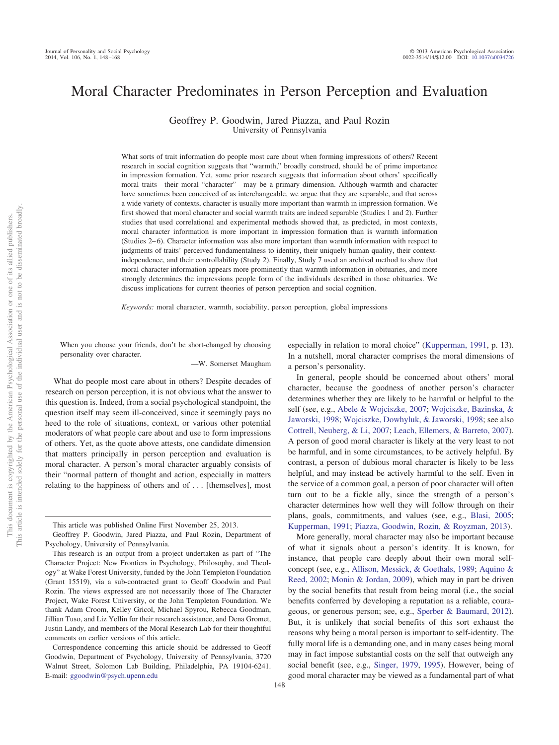# Moral Character Predominates in Person Perception and Evaluation

Geoffrey P. Goodwin, Jared Piazza, and Paul Rozin
University of Pennsylvania

What sorts of trait information do people most care about when forming impressions of others? Recent research in social cognition suggests that "warmth," broadly construed, should be of prime importance in impression formation. Yet, some prior research suggests that information about others' specifically moral traits—their moral "character"—may be a primary dimension. Although warmth and character have sometimes been conceived of as interchangeable, we argue that they are separable, and that across a wide variety of contexts, character is usually more important than warmth in impression formation. We first showed that moral character and social warmth traits are indeed separable (Studies 1 and 2). Further studies that used correlational and experimental methods showed that, as predicted, in most contexts, moral character information is more important in impression formation than is warmth information (Studies 2–6). Character information was also more important than warmth information with respect to judgments of traits' perceived fundamentalness to identity, their uniquely human quality, their context-independence, and their controllability (Study 2). Finally, Study 7 used an archival method to show that moral character information appears more prominently than warmth information in obituaries, and more strongly determines the impressions people form of the individuals described in those obituaries. We discuss implications for current theories of person perception and social cognition.

*Keywords:* moral character, warmth, sociability, person perception, global impressions

> When you choose your friends, don't be short-changed by choosing personality over character.
>
> —W. Somerset Maugham

What do people most care about in others? Despite decades of research on person perception, it is not obvious what the answer to this question is. Indeed, from a social psychological standpoint, the question itself may seem ill-conceived, since it seemingly pays no heed to the role of situations, context, or various other potential moderators of what people care about and use to form impressions of others. Yet, as the quote above attests, one candidate dimension that matters principally in person perception and evaluation is moral character. A person's moral character arguably consists of their "normal pattern of thought and action, especially in matters relating to the happiness of others and of . . . [themselves], most especially in relation to moral choice" (Kupperman, 1991, p. 13). In a nutshell, moral character comprises the moral dimensions of a person's personality.

In general, people should be concerned about others' moral character, because the goodness of another person's character determines whether they are likely to be harmful or helpful to the self (see, e.g., Abele & Wojciszke, 2007; Wojciszke, Bazinska, & Jaworski, 1998; Wojciszke, Dowhyluk, & Jaworski, 1998; see also Cottrell, Neuberg, & Li, 2007; Leach, Ellemers, & Barreto, 2007). A person of good moral character is likely at the very least to not be harmful, and in some circumstances, to be actively helpful. By contrast, a person of dubious moral character is likely to be less helpful, and may instead be actively harmful to the self. Even in the service of a common goal, a person of poor character will often turn out to be a fickle ally, since the strength of a person's character determines how well they will follow through on their plans, goals, commitments, and values (see, e.g., Blasi, 2005; Kupperman, 1991; Piazza, Goodwin, Rozin, & Royzman, 2013).

More generally, moral character may also be important because of what it signals about a person's identity. It is known, for instance, that people care deeply about their own moral self-concept (see, e.g., Allison, Messick, & Goethals, 1989; Aquino & Reed, 2002; Monin & Jordan, 2009), which may in part be driven by the social benefits that result from being moral (i.e., the social benefits conferred by developing a reputation as a reliable, courageous, or generous person; see, e.g., Sperber & Baumard, 2012). But, it is unlikely that social benefits of this sort exhaust the reasons why being a moral person is important to self-identity. The fully moral life is a demanding one, and in many cases being moral may in fact impose substantial costs on the self that outweigh any social benefit (see, e.g., Singer, 1979, 1995). However, being of good moral character may be viewed as a fundamental part of what

---

This article was published Online First November 25, 2013.

Geoffrey P. Goodwin, Jared Piazza, and Paul Rozin, Department of Psychology, University of Pennsylvania.

This research is an output from a project undertaken as part of "The Character Project: New Frontiers in Psychology, Philosophy, and Theology" at Wake Forest University, funded by the John Templeton Foundation (Grant 15519), via a sub-contracted grant to Geoff Goodwin and Paul Rozin. The views expressed are not necessarily those of The Character Project, Wake Forest University, or the John Templeton Foundation. We thank Adam Croom, Kelley Gricol, Michael Spyrou, Rebecca Goodman, Jillian Tuso, and Liz Yellin for their research assistance, and Dena Gromet, Justin Landy, and members of the Moral Research Lab for their thoughtful comments on earlier versions of this article.

Correspondence concerning this article should be addressed to Geoff Goodwin, Department of Psychology, University of Pennsylvania, 3720 Walnut Street, Solomon Lab Building, Philadelphia, PA 19104-6241. E-mail: ggoodwin@psych.upenn.edu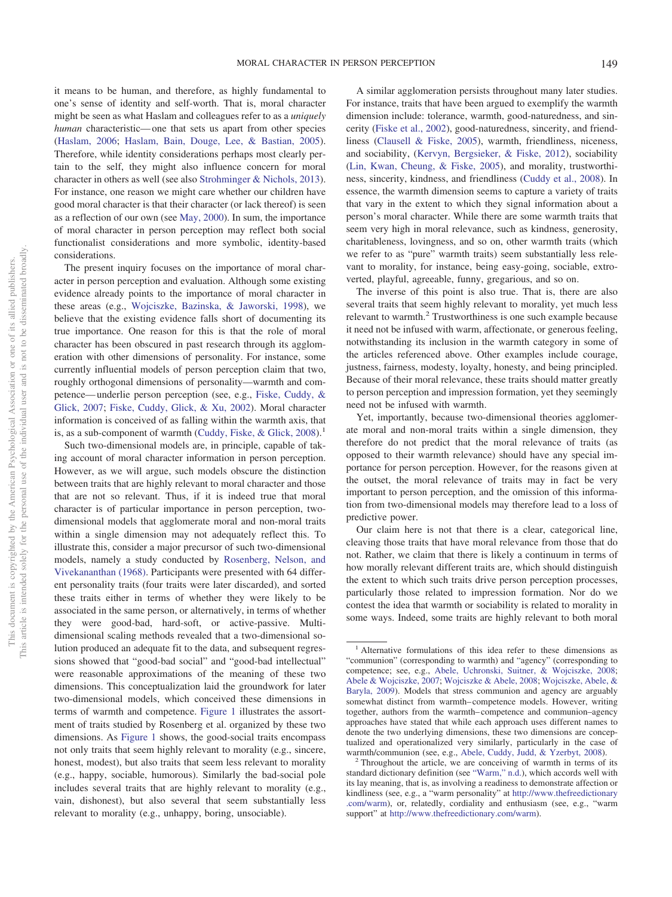it means to be human, and therefore, as highly fundamental to one's sense of identity and self-worth. That is, moral character might be seen as what Haslam and colleagues refer to as a *uniquely human* characteristic—one that sets us apart from other species (Haslam, 2006; Haslam, Bain, Douge, Lee, & Bastian, 2005). Therefore, while identity considerations perhaps most clearly pertain to the self, they might also influence concern for moral character in others as well (see also Strohminger & Nichols, 2013). For instance, one reason we might care whether our children have good moral character is that their character (or lack thereof) is seen as a reflection of our own (see May, 2000). In sum, the importance of moral character in person perception may reflect both social functionalist considerations and more symbolic, identity-based considerations.

The present inquiry focuses on the importance of moral character in person perception and evaluation. Although some existing evidence already points to the importance of moral character in these areas (e.g., Wojciszke, Bazinska, & Jaworski, 1998), we believe that the existing evidence falls short of documenting its true importance. One reason for this is that the role of moral character has been obscured in past research through its agglomeration with other dimensions of personality. For instance, some currently influential models of person perception claim that two, roughly orthogonal dimensions of personality—warmth and competence—underlie person perception (see, e.g., Fiske, Cuddy, & Glick, 2007; Fiske, Cuddy, Glick, & Xu, 2002). Moral character information is conceived of as falling within the warmth axis, that is, as a sub-component of warmth (Cuddy, Fiske, & Glick, 2008).[1]

Such two-dimensional models are, in principle, capable of taking account of moral character information in person perception. However, as we will argue, such models obscure the distinction between traits that are highly relevant to moral character and those that are not so relevant. Thus, if it is indeed true that moral character is of particular importance in person perception, two-dimensional models that agglomerate moral and non-moral traits within a single dimension may not adequately reflect this. To illustrate this, consider a major precursor of such two-dimensional models, namely a study conducted by Rosenberg, Nelson, and Vivekananthan (1968). Participants were presented with 64 different personality traits (four traits were later discarded), and sorted these traits either in terms of whether they were likely to be associated in the same person, or alternatively, in terms of whether they were good-bad, hard-soft, or active-passive. Multidimensional scaling methods revealed that a two-dimensional solution produced an adequate fit to the data, and subsequent regressions showed that "good-bad social" and "good-bad intellectual" were reasonable approximations of the meaning of these two dimensions. This conceptualization laid the groundwork for later two-dimensional models, which conceived these dimensions in terms of warmth and competence. Figure 1 illustrates the assortment of traits studied by Rosenberg et al. organized by these two dimensions. As Figure 1 shows, the good-social traits encompass not only traits that seem highly relevant to morality (e.g., sincere, honest, modest), but also traits that seem less relevant to morality (e.g., happy, sociable, humorous). Similarly the bad-social pole includes several traits that are highly relevant to morality (e.g., vain, dishonest), but also several that seem substantially less relevant to morality (e.g., unhappy, boring, unsociable).

A similar agglomeration persists throughout many later studies. For instance, traits that have been argued to exemplify the warmth dimension include: tolerance, warmth, good-naturedness, and sincerity (Fiske et al., 2002), good-naturedness, sincerity, and friendliness (Clausell & Fiske, 2005), warmth, friendliness, niceness, and sociability, (Kervyn, Bergsieker, & Fiske, 2012), sociability (Lin, Kwan, Cheung, & Fiske, 2005), and morality, trustworthiness, sincerity, kindness, and friendliness (Cuddy et al., 2008). In essence, the warmth dimension seems to capture a variety of traits that vary in the extent to which they signal information about a person's moral character. While there are some warmth traits that seem very high in moral relevance, such as kindness, generosity, charitableness, lovingness, and so on, other warmth traits (which we refer to as "pure" warmth traits) seem substantially less relevant to morality, for instance, being easy-going, sociable, extroverted, playful, agreeable, funny, gregarious, and so on.

The inverse of this point is also true. That is, there are also several traits that seem highly relevant to morality, yet much less relevant to warmth.[2] Trustworthiness is one such example because it need not be infused with warm, affectionate, or generous feeling, notwithstanding its inclusion in the warmth category in some of the articles referenced above. Other examples include courage, justness, fairness, modesty, loyalty, honesty, and being principled. Because of their moral relevance, these traits should matter greatly to person perception and impression formation, yet they seemingly need not be infused with warmth.

Yet, importantly, because two-dimensional theories agglomerate moral and non-moral traits within a single dimension, they therefore do not predict that the moral relevance of traits (as opposed to their warmth relevance) should have any special importance for person perception. However, for the reasons given at the outset, the moral relevance of traits may in fact be very important to person perception, and the omission of this information from two-dimensional models may therefore lead to a loss of predictive power.

Our claim here is not that there is a clear, categorical line, cleaving those traits that have moral relevance from those that do not. Rather, we claim that there is likely a continuum in terms of how morally relevant different traits are, which should distinguish the extent to which such traits drive person perception processes, particularly those related to impression formation. Nor do we contest the idea that warmth or sociability is related to morality in some ways. Indeed, some traits are highly relevant to both moral

[1] Alternative formulations of this idea refer to these dimensions as "communion" (corresponding to warmth) and "agency" (corresponding to competence; see, e.g., Abele, Uchronski, Suitner, & Wojciszke, 2008; Abele & Wojciszke, 2007; Wojciszke & Abele, 2008; Wojciszke, Abele, & Baryla, 2009). Models that stress communion and agency are arguably somewhat distinct from warmth–competence models. However, writing together, authors from the warmth–competence and communion–agency approaches have stated that while each approach uses different names to denote the two underlying dimensions, these two dimensions are conceptualized and operationalized very similarly, particularly in the case of warmth/communion (see, e.g., Abele, Cuddy, Judd, & Yzerbyt, 2008).

[2] Throughout the article, we are conceiving of warmth in terms of its standard dictionary definition (see "Warm," n.d.), which accords well with its lay meaning, that is, as involving a readiness to demonstrate affection or kindness (see, e.g., a "warm personality" at http://www.thefreedictionary.com/warm), or, relatedly, cordiality and enthusiasm (see, e.g., "warm support" at http://www.thefreedictionary.com/warm).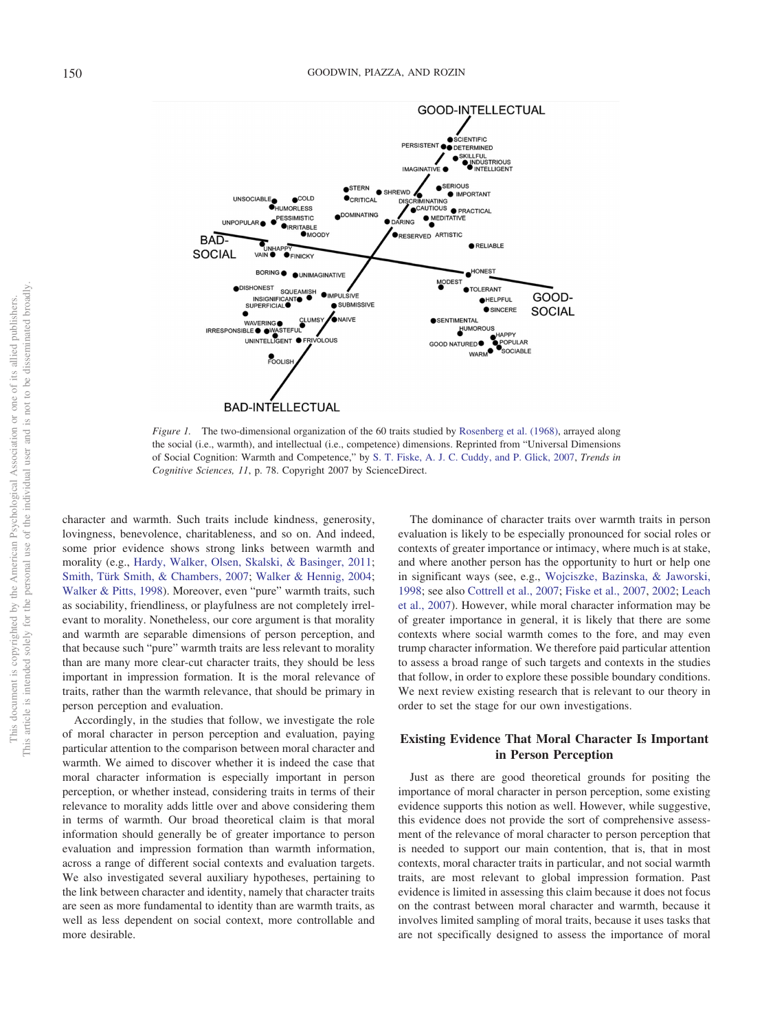GOOD-INTELLECTUAL

SCIENTIFIC
PERSISTENT
DETERMINED
SKILLFUL
INDUSTRIOUS
IMAGINATIVE
INTELLIGENT
STERN
SHREWD
SERIOUS
IMPORTANT
UNSOCIABLE
COLD
CRITICAL
DISCRIMINATING
HUMORLESS
CAUTIOUS
PRACTICAL
PESSIMISTIC
DOMINATING
MEDITATIVE
UNPOPULAR
IRRITABLE
DARING
MOODY
RESERVED
ARTISTIC

BAD-SOCIAL

UNHAPPY
RELIABLE
VAIN
FINICKY
BORING
UNIMAGINATIVE
HONEST
MODEST
DISHONEST
SQUEAMISH
TOLERANT
IMPULSIVE
INSIGNIFICANT

GOOD-SOCIAL

SUPERFICIAL
HELPFUL
SUBMISSIVE
SINCERE
WAVERING
CLUMSY
NAIVE
SENTIMENTAL
IRRESPONSIBLE
WASTEFUL
HUMOROUS
HAPPY
UNINTELLIGENT
FRIVOLOUS
GOOD NATURED
POPULAR
WARM
SOCIABLE
FOOLISH

BAD-INTELLECTUAL

*Figure 1.* The two-dimensional organization of the 60 traits studied by Rosenberg et al. (1968), arrayed along the social (i.e., warmth), and intellectual (i.e., competence) dimensions. Reprinted from "Universal Dimensions of Social Cognition: Warmth and Competence," by S. T. Fiske, A. J. C. Cuddy, and P. Glick, 2007, *Trends in Cognitive Sciences, 11*, p. 78. Copyright 2007 by ScienceDirect.

character and warmth. Such traits include kindness, generosity, lovingness, benevolence, charitableness, and so on. And indeed, some prior evidence shows strong links between warmth and morality (e.g., Hardy, Walker, Olsen, Skalski, & Basinger, 2011; Smith, Türk Smith, & Chambers, 2007; Walker & Hennig, 2004; Walker & Pitts, 1998). Moreover, even "pure" warmth traits, such as sociability, friendliness, or playfulness are not completely irrelevant to morality. Nonetheless, our core argument is that morality and warmth are separable dimensions of person perception, and that because such "pure" warmth traits are less relevant to morality than are many more clear-cut character traits, they should be less important in impression formation. It is the moral relevance of traits, rather than the warmth relevance, that should be primary in person perception and evaluation.

Accordingly, in the studies that follow, we investigate the role of moral character in person perception and evaluation, paying particular attention to the comparison between moral character and warmth. We aimed to discover whether it is indeed the case that moral character information is especially important in person perception, or whether instead, considering traits in terms of their relevance to morality adds little over and above considering them in terms of warmth. Our broad theoretical claim is that moral information should generally be of greater importance to person evaluation and impression formation than warmth information, across a range of different social contexts and evaluation targets. We also investigated several auxiliary hypotheses, pertaining to the link between character and identity, namely that character traits are seen as more fundamental to identity than are warmth traits, as well as less dependent on social context, more controllable and more desirable.

The dominance of character traits over warmth traits in person evaluation is likely to be especially pronounced for social roles or contexts of greater importance or intimacy, where much is at stake, and where another person has the opportunity to hurt or help one in significant ways (see, e.g., Wojciszke, Bazinska, & Jaworski, 1998; see also Cottrell et al., 2007; Fiske et al., 2007, 2002; Leach et al., 2007). However, while moral character information may be of greater importance in general, it is likely that there are some contexts where social warmth comes to the fore, and may even trump character information. We therefore paid particular attention to assess a broad range of such targets and contexts in the studies that follow, in order to explore these possible boundary conditions. We next review existing research that is relevant to our theory in order to set the stage for our own investigations.

## Existing Evidence That Moral Character Is Important in Person Perception

Just as there are good theoretical grounds for positing the importance of moral character in person perception, some existing evidence supports this notion as well. However, while suggestive, this evidence does not provide the sort of comprehensive assessment of the relevance of moral character to person perception that is needed to support our main contention, that is, that in most contexts, moral character traits in particular, and not social warmth traits, are most relevant to global impression formation. Past evidence is limited in assessing this claim because it does not focus on the contrast between moral character and warmth, because it involves limited sampling of moral traits, because it uses tasks that are not specifically designed to assess the importance of moral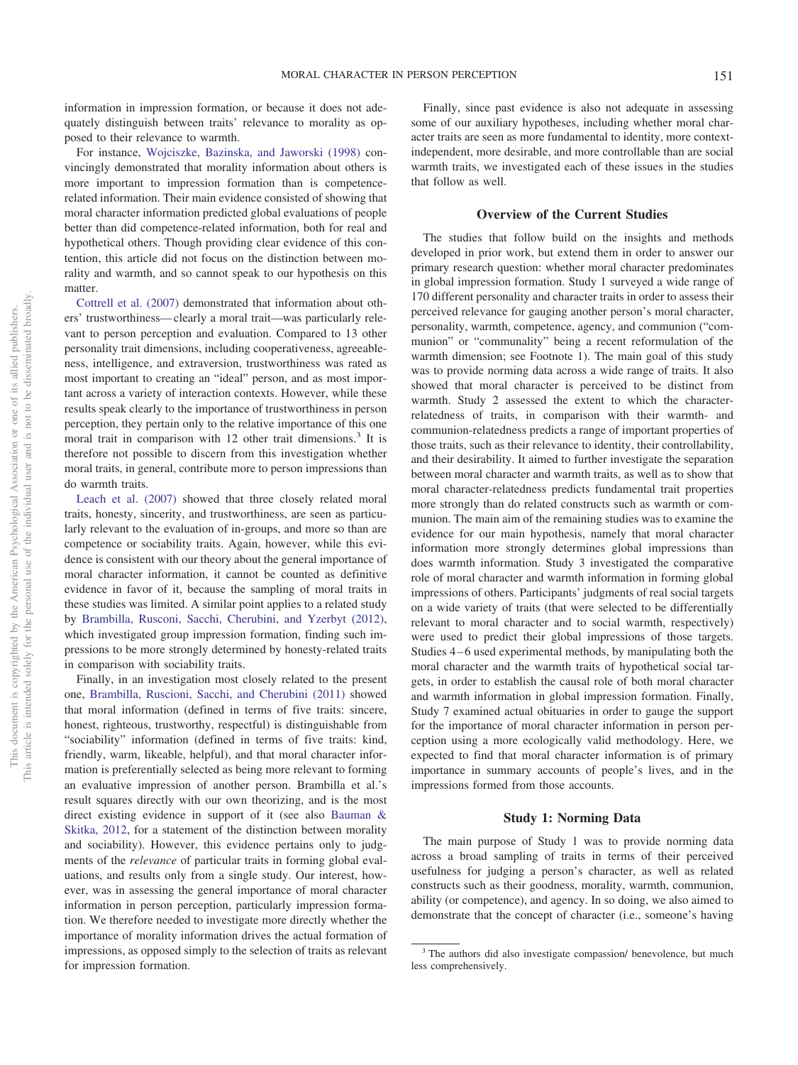information in impression formation, or because it does not adequately distinguish between traits' relevance to morality as opposed to their relevance to warmth.

For instance, Wojciszke, Bazinska, and Jaworski (1998) convincingly demonstrated that morality information about others is more important to impression formation than is competence-related information. Their main evidence consisted of showing that moral character information predicted global evaluations of people better than did competence-related information, both for real and hypothetical others. Though providing clear evidence of this contention, this article did not focus on the distinction between morality and warmth, and so cannot speak to our hypothesis on this matter.

Cottrell et al. (2007) demonstrated that information about others' trustworthiness—clearly a moral trait—was particularly relevant to person perception and evaluation. Compared to 13 other personality trait dimensions, including cooperativeness, agreeableness, intelligence, and extraversion, trustworthiness was rated as most important to creating an "ideal" person, and as most important across a variety of interaction contexts. However, while these results speak clearly to the importance of trustworthiness in person perception, they pertain only to the relative importance of this one moral trait in comparison with 12 other trait dimensions.[3] It is therefore not possible to discern from this investigation whether moral traits, in general, contribute more to person impressions than do warmth traits.

Leach et al. (2007) showed that three closely related moral traits, honesty, sincerity, and trustworthiness, are seen as particularly relevant to the evaluation of in-groups, and more so than are competence or sociability traits. Again, however, while this evidence is consistent with our theory about the general importance of moral character information, it cannot be counted as definitive evidence in favor of it, because the sampling of moral traits in these studies was limited. A similar point applies to a related study by Brambilla, Rusconi, Sacchi, Cherubini, and Yzerbyt (2012), which investigated group impression formation, finding such impressions to be more strongly determined by honesty-related traits in comparison with sociability traits.

Finally, in an investigation most closely related to the present one, Brambilla, Ruscioni, Sacchi, and Cherubini (2011) showed that moral information (defined in terms of five traits: sincere, honest, righteous, trustworthy, respectful) is distinguishable from "sociability" information (defined in terms of five traits: kind, friendly, warm, likeable, helpful), and that moral character information is preferentially selected as being more relevant to forming an evaluative impression of another person. Brambilla et al.'s result squares directly with our own theorizing, and is the most direct existing evidence in support of it (see also Bauman & Skitka, 2012, for a statement of the distinction between morality and sociability). However, this evidence pertains only to judgments of the *relevance* of particular traits in forming global evaluations, and results only from a single study. Our interest, however, was in assessing the general importance of moral character information in person perception, particularly impression formation. We therefore needed to investigate more directly whether the importance of morality information drives the actual formation of impressions, as opposed simply to the selection of traits as relevant for impression formation.

Finally, since past evidence is also not adequate in assessing some of our auxiliary hypotheses, including whether moral character traits are seen as more fundamental to identity, more context-independent, more desirable, and more controllable than are social warmth traits, we investigated each of these issues in the studies that follow as well.

## Overview of the Current Studies

The studies that follow build on the insights and methods developed in prior work, but extend them in order to answer our primary research question: whether moral character predominates in global impression formation. Study 1 surveyed a wide range of 170 different personality and character traits in order to assess their perceived relevance for gauging another person's moral character, personality, warmth, competence, agency, and communion ("communion" or "communality" being a recent reformulation of the warmth dimension; see Footnote 1). The main goal of this study was to provide norming data across a wide range of traits. It also showed that moral character is perceived to be distinct from warmth. Study 2 assessed the extent to which the character-relatedness of traits, in comparison with their warmth- and communion-relatedness predicts a range of important properties of those traits, such as their relevance to identity, their controllability, and their desirability. It aimed to further investigate the separation between moral character and warmth traits, as well as to show that moral character-relatedness predicts fundamental trait properties more strongly than do related constructs such as warmth or communion. The main aim of the remaining studies was to examine the evidence for our main hypothesis, namely that moral character information more strongly determines global impressions than does warmth information. Study 3 investigated the comparative role of moral character and warmth information in forming global impressions of others. Participants' judgments of real social targets on a wide variety of traits (that were selected to be differentially relevant to moral character and to social warmth, respectively) were used to predict their global impressions of those targets. Studies 4–6 used experimental methods, by manipulating both the moral character and the warmth traits of hypothetical social targets, in order to establish the causal role of both moral character and warmth information in global impression formation. Finally, Study 7 examined actual obituaries in order to gauge the support for the importance of moral character information in person perception using a more ecologically valid methodology. Here, we expected to find that moral character information is of primary importance in summary accounts of people's lives, and in the impressions formed from those accounts.

## Study 1: Norming Data

The main purpose of Study 1 was to provide norming data across a broad sampling of traits in terms of their perceived usefulness for judging a person's character, as well as related constructs such as their goodness, morality, warmth, communion, ability (or competence), and agency. In so doing, we also aimed to demonstrate that the concept of character (i.e., someone's having

[3] The authors did also investigate compassion/ benevolence, but much less comprehensively.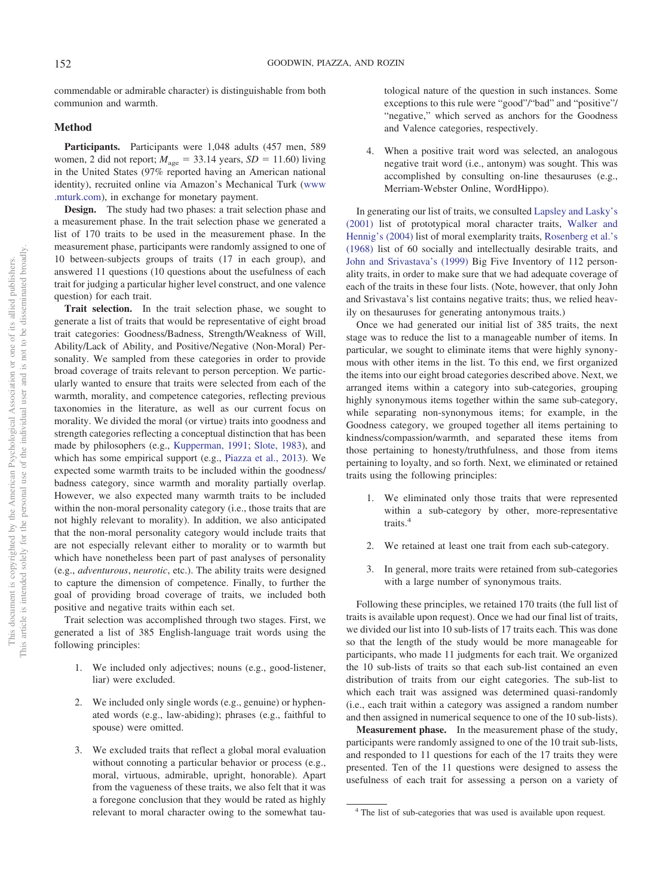commendable or admirable character) is distinguishable from both communion and warmth.

## Method

**Participants.** Participants were 1,048 adults (457 men, 589 women, 2 did not report; $M_{age}$ = 33.14 years, $SD$ = 11.60) living in the United States (97% reported having an American national identity), recruited online via Amazon's Mechanical Turk (www.mturk.com), in exchange for monetary payment.

**Design.** The study had two phases: a trait selection phase and a measurement phase. In the trait selection phase we generated a list of 170 traits to be used in the measurement phase. In the measurement phase, participants were randomly assigned to one of 10 between-subjects groups of traits (17 in each group), and answered 11 questions (10 questions about the usefulness of each trait for judging a particular higher level construct, and one valence question) for each trait.

**Trait selection.** In the trait selection phase, we sought to generate a list of traits that would be representative of eight broad trait categories: Goodness/Badness, Strength/Weakness of Will, Ability/Lack of Ability, and Positive/Negative (Non-Moral) Personality. We sampled from these categories in order to provide broad coverage of traits relevant to person perception. We particularly wanted to ensure that traits were selected from each of the warmth, morality, and competence categories, reflecting previous taxonomies in the literature, as well as our current focus on morality. We divided the moral (or virtue) traits into goodness and strength categories reflecting a conceptual distinction that has been made by philosophers (e.g., Kupperman, 1991; Slote, 1983), and which has some empirical support (e.g., Piazza et al., 2013). We expected some warmth traits to be included within the goodness/badness category, since warmth and morality partially overlap. However, we also expected many warmth traits to be included within the non-moral personality category (i.e., those traits that are not highly relevant to morality). In addition, we also anticipated that the non-moral personality category would include traits that are not especially relevant either to morality or to warmth but which have nonetheless been part of past analyses of personality (e.g., *adventurous*, *neurotic*, etc.). The ability traits were designed to capture the dimension of competence. Finally, to further the goal of providing broad coverage of traits, we included both positive and negative traits within each set.

Trait selection was accomplished through two stages. First, we generated a list of 385 English-language trait words using the following principles:

1. We included only adjectives; nouns (e.g., good-listener, liar) were excluded.

2. We included only single words (e.g., genuine) or hyphenated words (e.g., law-abiding); phrases (e.g., faithful to spouse) were omitted.

3. We excluded traits that reflect a global moral evaluation without connoting a particular behavior or process (e.g., moral, virtuous, admirable, upright, honorable). Apart from the vagueness of these traits, we also felt that it was a foregone conclusion that they would be rated as highly relevant to moral character owing to the somewhat tautological nature of the question in such instances. Some exceptions to this rule were "good"/"bad" and "positive"/"negative," which served as anchors for the Goodness and Valence categories, respectively.

4. When a positive trait word was selected, an analogous negative trait word (i.e., antonym) was sought. This was accomplished by consulting on-line thesauruses (e.g., Merriam-Webster Online, WordHippo).

In generating our list of traits, we consulted Lapsley and Lasky's (2001) list of prototypical moral character traits, Walker and Hennig's (2004) list of moral exemplarity traits, Rosenberg et al.'s (1968) list of 60 socially and intellectually desirable traits, and John and Srivastava's (1999) Big Five Inventory of 112 personality traits, in order to make sure that we had adequate coverage of each of the traits in these four lists. (Note, however, that only John and Srivastava's list contains negative traits; thus, we relied heavily on thesauruses for generating antonymous traits.)

Once we had generated our initial list of 385 traits, the next stage was to reduce the list to a manageable number of items. In particular, we sought to eliminate items that were highly synonymous with other items in the list. To this end, we first organized the items into our eight broad categories described above. Next, we arranged items within a category into sub-categories, grouping highly synonymous items together within the same sub-category, while separating non-synonymous items; for example, in the Goodness category, we grouped together all items pertaining to kindness/compassion/warmth, and separated these items from those pertaining to honesty/truthfulness, and those from items pertaining to loyalty, and so forth. Next, we eliminated or retained traits using the following principles:

1. We eliminated only those traits that were represented within a sub-category by other, more-representative traits.[4]

2. We retained at least one trait from each sub-category.

3. In general, more traits were retained from sub-categories with a large number of synonymous traits.

Following these principles, we retained 170 traits (the full list of traits is available upon request). Once we had our final list of traits, we divided our list into 10 sub-lists of 17 traits each. This was done so that the length of the study would be more manageable for participants, who made 11 judgments for each trait. We organized the 10 sub-lists of traits so that each sub-list contained an even distribution of traits from our eight categories. The sub-list to which each trait was assigned was determined quasi-randomly (i.e., each trait within a category was assigned a random number and then assigned in numerical sequence to one of the 10 sub-lists).

**Measurement phase.** In the measurement phase of the study, participants were randomly assigned to one of the 10 trait sub-lists, and responded to 11 questions for each of the 17 traits they were presented. Ten of the 11 questions were designed to assess the usefulness of each trait for assessing a person on a variety of

[4] The list of sub-categories that was used is available upon request.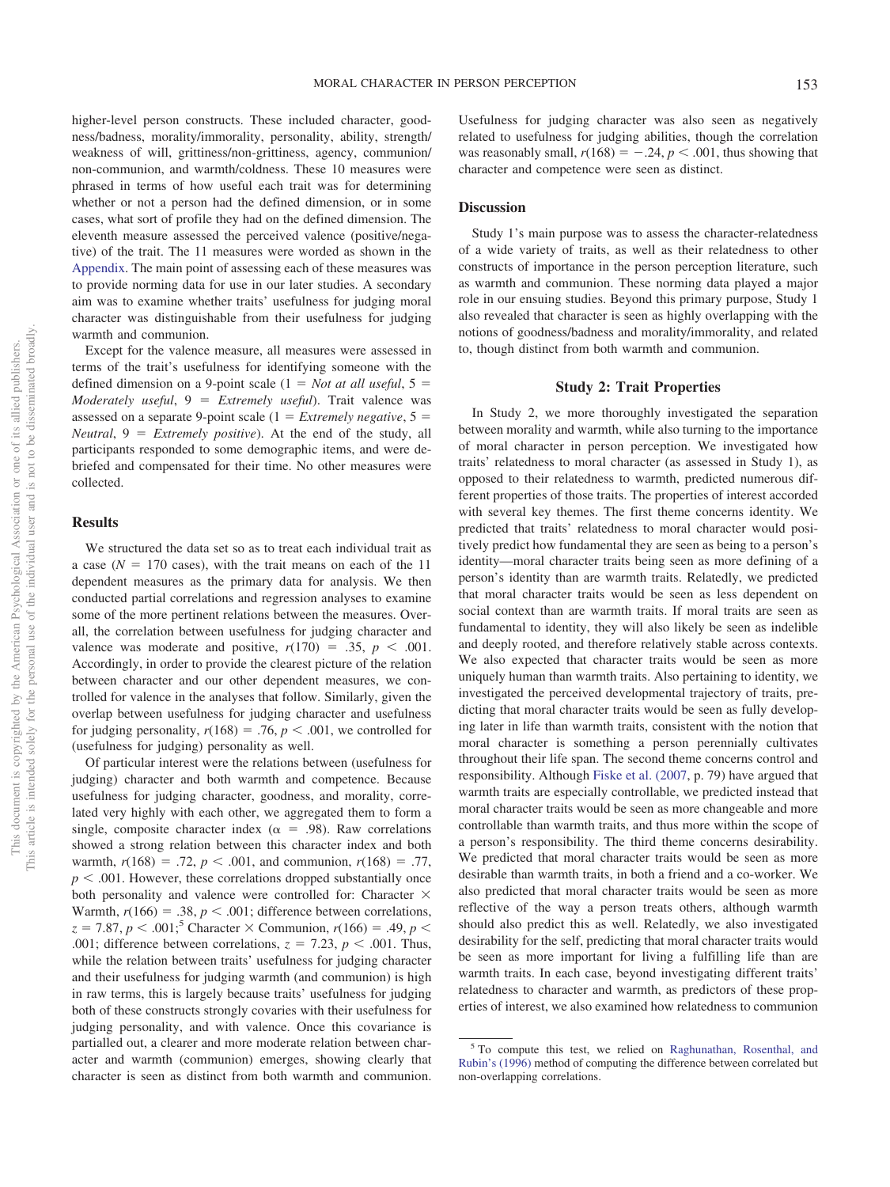higher-level person constructs. These included character, goodness/badness, morality/immorality, personality, ability, strength/weakness of will, grittiness/non-grittiness, agency, communion/non-communion, and warmth/coldness. These 10 measures were phrased in terms of how useful each trait was for determining whether or not a person had the defined dimension, or in some cases, what sort of profile they had on the defined dimension. The eleventh measure assessed the perceived valence (positive/negative) of the trait. The 11 measures were worded as shown in the Appendix. The main point of assessing each of these measures was to provide norming data for use in our later studies. A secondary aim was to examine whether traits' usefulness for judging moral character was distinguishable from their usefulness for judging warmth and communion.

Except for the valence measure, all measures were assessed in terms of the trait's usefulness for identifying someone with the defined dimension on a 9-point scale (1 = *Not at all useful*, 5 = *Moderately useful*, 9 = *Extremely useful*). Trait valence was assessed on a separate 9-point scale (1 = *Extremely negative*, 5 = *Neutral*, 9 = *Extremely positive*). At the end of the study, all participants responded to some demographic items, and were debriefed and compensated for their time. No other measures were collected.

## Results

We structured the data set so as to treat each individual trait as a case ($N = 170$ cases), with the trait means on each of the 11 dependent measures as the primary data for analysis. We then conducted partial correlations and regression analyses to examine some of the more pertinent relations between the measures. Overall, the correlation between usefulness for judging character and valence was moderate and positive, $r(170) = .35$, $p < .001$. Accordingly, in order to provide the clearest picture of the relation between character and our other dependent measures, we controlled for valence in the analyses that follow. Similarly, given the overlap between usefulness for judging character and usefulness for judging personality, $r(168) = .76$, $p < .001$, we controlled for (usefulness for judging) personality as well.

Of particular interest were the relations between (usefulness for judging) character and both warmth and competence. Because usefulness for judging character, goodness, and morality, correlated very highly with each other, we aggregated them to form a single, composite character index ($\alpha = .98$). Raw correlations showed a strong relation between this character index and both warmth, $r(168) = .72$, $p < .001$, and communion, $r(168) = .77$, $p < .001$. However, these correlations dropped substantially once both personality and valence were controlled for: Character × Warmth, $r(166) = .38$, $p < .001$; difference between correlations, $z = 7.87$, $p < .001$;[5] Character × Communion, $r(166) = .49$, $p < .001$; difference between correlations, $z = 7.23$, $p < .001$. Thus, while the relation between traits' usefulness for judging character and their usefulness for judging warmth (and communion) is high in raw terms, this is largely because traits' usefulness for judging both of these constructs strongly covaries with their usefulness for judging personality, and with valence. Once this covariance is partialled out, a clearer and more moderate relation between character and warmth (communion) emerges, showing clearly that character is seen as distinct from both warmth and communion. Usefulness for judging character was also seen as negatively related to usefulness for judging abilities, though the correlation was reasonably small, $r(168) = -.24$, $p < .001$, thus showing that character and competence were seen as distinct.

## Discussion

Study 1's main purpose was to assess the character-relatedness of a wide variety of traits, as well as their relatedness to other constructs of importance in the person perception literature, such as warmth and communion. These norming data played a major role in our ensuing studies. Beyond this primary purpose, Study 1 also revealed that character is seen as highly overlapping with the notions of goodness/badness and morality/immorality, and related to, though distinct from both warmth and communion.

# Study 2: Trait Properties

In Study 2, we more thoroughly investigated the separation between morality and warmth, while also turning to the importance of moral character in person perception. We investigated how traits' relatedness to moral character (as assessed in Study 1), as opposed to their relatedness to warmth, predicted numerous different properties of those traits. The properties of interest accorded with several key themes. The first theme concerns identity. We predicted that traits' relatedness to moral character would positively predict how fundamental they are seen as being to a person's identity—moral character traits being seen as more defining of a person's identity than are warmth traits. Relatedly, we predicted that moral character traits would be seen as less dependent on social context than are warmth traits. If moral traits are seen as fundamental to identity, they will also likely be seen as indelible and deeply rooted, and therefore relatively stable across contexts. We also expected that character traits would be seen as more uniquely human than warmth traits. Also pertaining to identity, we investigated the perceived developmental trajectory of traits, predicting that moral character traits would be seen as fully developing later in life than warmth traits, consistent with the notion that moral character is something a person perennially cultivates throughout their life span. The second theme concerns control and responsibility. Although Fiske et al. (2007, p. 79) have argued that warmth traits are especially controllable, we predicted instead that moral character traits would be seen as more changeable and more controllable than warmth traits, and thus more within the scope of a person's responsibility. The third theme concerns desirability. We predicted that moral character traits would be seen as more desirable than warmth traits, in both a friend and a co-worker. We also predicted that moral character traits would be seen as more reflective of the way a person treats others, although warmth should also predict this as well. Relatedly, we also investigated desirability for the self, predicting that moral character traits would be seen as more important for living a fulfilling life than are warmth traits. In each case, beyond investigating different traits' relatedness to character and warmth, as predictors of these properties of interest, we also examined how relatedness to communion

[5] To compute this test, we relied on Raghunathan, Rosenthal, and Rubin's (1996) method of computing the difference between correlated but non-overlapping correlations.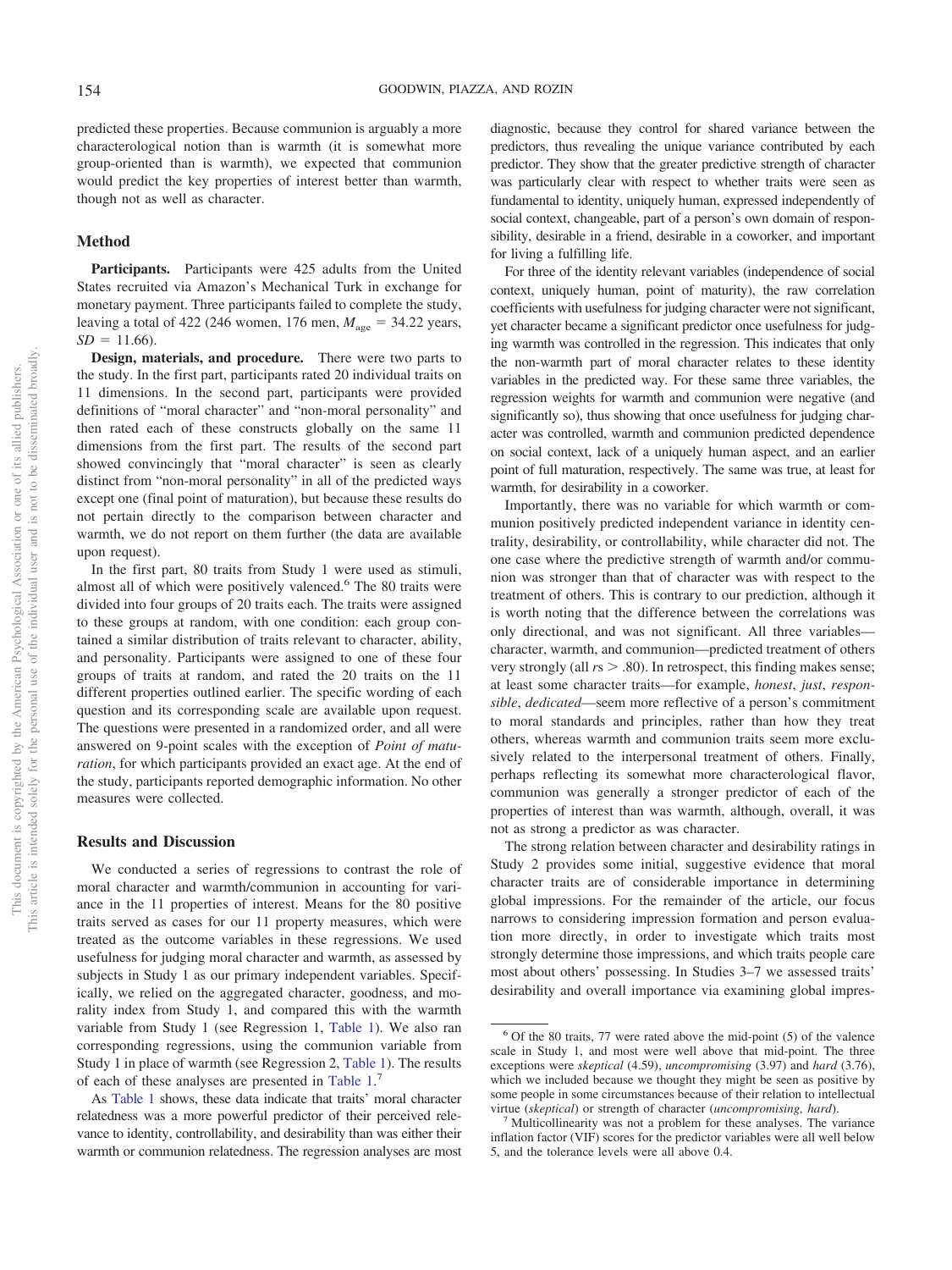predicted these properties. Because communion is arguably a more characterological notion than is warmth (it is somewhat more group-oriented than is warmth), we expected that communion would predict the key properties of interest better than warmth, though not as well as character.

## Method

**Participants.** Participants were 425 adults from the United States recruited via Amazon's Mechanical Turk in exchange for monetary payment. Three participants failed to complete the study, leaving a total of 422 (246 women, 176 men, $M_{age} = 34.22$ years, $SD = 11.66$).

**Design, materials, and procedure.** There were two parts to the study. In the first part, participants rated 20 individual traits on 11 dimensions. In the second part, participants were provided definitions of "moral character" and "non-moral personality" and then rated each of these constructs globally on the same 11 dimensions from the first part. The results of the second part showed convincingly that "moral character" is seen as clearly distinct from "non-moral personality" in all of the predicted ways except one (final point of maturation), but because these results do not pertain directly to the comparison between character and warmth, we do not report on them further (the data are available upon request).

In the first part, 80 traits from Study 1 were used as stimuli, almost all of which were positively valenced.[6] The 80 traits were divided into four groups of 20 traits each. The traits were assigned to these groups at random, with one condition: each group contained a similar distribution of traits relevant to character, ability, and personality. Participants were assigned to one of these four groups of traits at random, and rated the 20 traits on the 11 different properties outlined earlier. The specific wording of each question and its corresponding scale are available upon request. The questions were presented in a randomized order, and all were answered on 9-point scales with the exception of *Point of maturation*, for which participants provided an exact age. At the end of the study, participants reported demographic information. No other measures were collected.

## Results and Discussion

We conducted a series of regressions to contrast the role of moral character and warmth/communion in accounting for variance in the 11 properties of interest. Means for the 80 positive traits served as cases for our 11 property measures, which were treated as the outcome variables in these regressions. We used usefulness for judging moral character and warmth, as assessed by subjects in Study 1 as our primary independent variables. Specifically, we relied on the aggregated character, goodness, and morality index from Study 1, and compared this with the warmth variable from Study 1 (see Regression 1, Table 1). We also ran corresponding regressions, using the communion variable from Study 1 in place of warmth (see Regression 2, Table 1). The results of each of these analyses are presented in Table 1.[7]

As Table 1 shows, these data indicate that traits' moral character relatedness was a more powerful predictor of their perceived relevance to identity, controllability, and desirability than was either their warmth or communion relatedness. The regression analyses are most diagnostic, because they control for shared variance between the predictors, thus revealing the unique variance contributed by each predictor. They show that the greater predictive strength of character was particularly clear with respect to whether traits were seen as fundamental to identity, uniquely human, expressed independently of social context, changeable, part of a person's own domain of responsibility, desirable in a friend, desirable in a coworker, and important for living a fulfilling life.

For three of the identity relevant variables (independence of social context, uniquely human, point of maturity), the raw correlation coefficients with usefulness for judging character were not significant, yet character became a significant predictor once usefulness for judging warmth was controlled in the regression. This indicates that only the non-warmth part of moral character relates to these identity variables in the predicted way. For these same three variables, the regression weights for warmth and communion were negative (and significantly so), thus showing that once usefulness for judging character was controlled, warmth and communion predicted dependence on social context, lack of a uniquely human aspect, and an earlier point of full maturation, respectively. The same was true, at least for warmth, for desirability in a coworker.

Importantly, there was no variable for which warmth or communion positively predicted independent variance in identity centrality, desirability, or controllability, while character did not. The one case where the predictive strength of warmth and/or communion was stronger than that of character was with respect to the treatment of others. This is contrary to our prediction, although it is worth noting that the difference between the correlations was only directional, and was not significant. All three variables—character, warmth, and communion—predicted treatment of others very strongly (all $rs > .80$). In retrospect, this finding makes sense; at least some character traits—for example, *honest*, *just*, *responsible*, *dedicated*—seem more reflective of a person's commitment to moral standards and principles, rather than how they treat others, whereas warmth and communion traits seem more exclusively related to the interpersonal treatment of others. Finally, perhaps reflecting its somewhat more characterological flavor, communion was generally a stronger predictor of each of the properties of interest than was warmth, although, overall, it was not as strong a predictor as was character.

The strong relation between character and desirability ratings in Study 2 provides some initial, suggestive evidence that moral character traits are of considerable importance in determining global impressions. For the remainder of the article, our focus narrows to considering impression formation and person evaluation more directly, in order to investigate which traits most strongly determine those impressions, and which traits people care most about others' possessing. In Studies 3–7 we assessed traits' desirability and overall importance via examining global impres-

---

[6] Of the 80 traits, 77 were rated above the mid-point (5) of the valence scale in Study 1, and most were well above that mid-point. The three exceptions were *skeptical* (4.59), *uncompromising* (3.97) and *hard* (3.76), which we included because we thought they might be seen as positive by some people in some circumstances because of their relation to intellectual virtue (*skeptical*) or strength of character (*uncompromising, hard*).

[7] Multicollinearity was not a problem for these analyses. The variance inflation factor (VIF) scores for the predictor variables were all well below 5, and the tolerance levels were all above 0.4.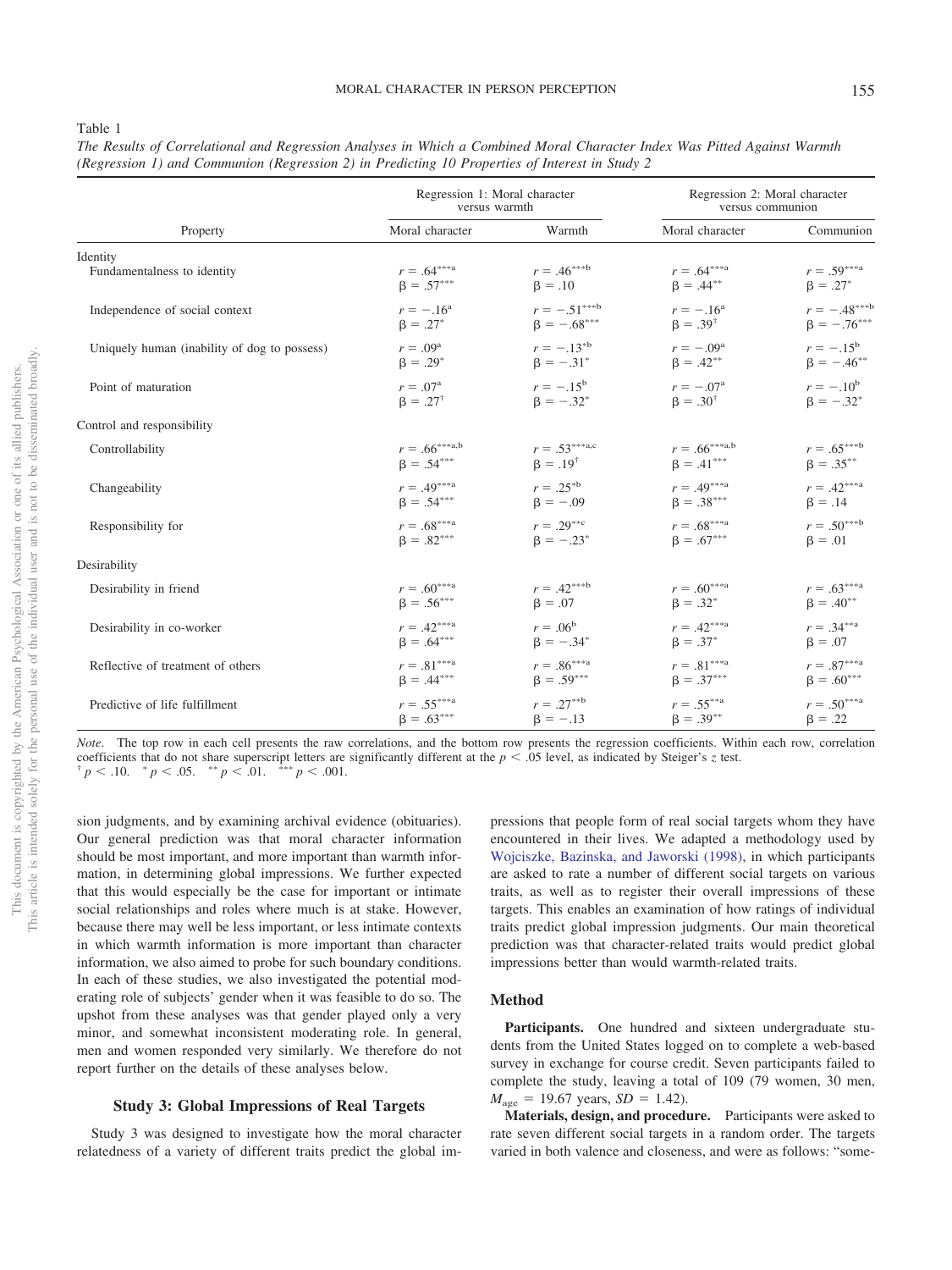Table 1

*The Results of Correlational and Regression Analyses in Which a Combined Moral Character Index Was Pitted Against Warmth (Regression 1) and Communion (Regression 2) in Predicting 10 Properties of Interest in Study 2*

| | Regression 1: Moral character versus warmth | | Regression 2: Moral character versus communion | |
|---|---|---|---|---|
| Property | Moral character | Warmth | Moral character | Communion |
| **Identity** | | | | |
| Fundamentalness to identity | $r = .64^{***a}$<br>$\beta = .57^{***}$ | $r = .46^{***b}$<br>$\beta = .10$ | $r = .64^{***a}$<br>$\beta = .44^{**}$ | $r = .59^{***a}$<br>$\beta = .27^{*}$ |
| Independence of social context | $r = -.16^{a}$<br>$\beta = .27^{*}$ | $r = -.51^{***b}$<br>$\beta = -.68^{***}$ | $r = -.16^{a}$<br>$\beta = .39^{\dagger}$ | $r = -.48^{***b}$<br>$\beta = -.76^{***}$ |
| Uniquely human (inability of dog to possess) | $r = .09^{a}$<br>$\beta = .29^{*}$ | $r = -.13^{*b}$<br>$\beta = -.31^{*}$ | $r = -.09^{a}$<br>$\beta = .42^{**}$ | $r = -.15^{b}$<br>$\beta = -.46^{**}$ |
| Point of maturation | $r = .07^{a}$<br>$\beta = .27^{\dagger}$ | $r = -.15^{b}$<br>$\beta = -.32^{*}$ | $r = -.07^{a}$<br>$\beta = .30^{\dagger}$ | $r = -.10^{b}$<br>$\beta = -.32^{*}$ |
| **Control and responsibility** | | | | |
| Controllability | $r = .66^{***a,b}$<br>$\beta = .54^{***}$ | $r = .53^{***a,c}$<br>$\beta = .19^{\dagger}$ | $r = .66^{***a,b}$<br>$\beta = .41^{***}$ | $r = .65^{***b}$<br>$\beta = .35^{**}$ |
| Changeability | $r = .49^{***a}$<br>$\beta = .54^{***}$ | $r = .25^{*b}$<br>$\beta = -.09$ | $r = .49^{***a}$<br>$\beta = .38^{***}$ | $r = .42^{***a}$<br>$\beta = .14$ |
| Responsibility for | $r = .68^{***a}$<br>$\beta = .82^{***}$ | $r = .29^{**c}$<br>$\beta = -.23^{*}$ | $r = .68^{***a}$<br>$\beta = .67^{***}$ | $r = .50^{***b}$<br>$\beta = .01$ |
| **Desirability** | | | | |
| Desirability in friend | $r = .60^{***a}$<br>$\beta = .56^{***}$ | $r = .42^{***b}$<br>$\beta = .07$ | $r = .60^{***a}$<br>$\beta = .32^{*}$ | $r = .63^{***a}$<br>$\beta = .40^{**}$ |
| Desirability in co-worker | $r = .42^{***a}$<br>$\beta = .64^{***}$ | $r = .06^{b}$<br>$\beta = -.34^{*}$ | $r = .42^{***a}$<br>$\beta = .37^{*}$ | $r = .34^{**a}$<br>$\beta = .07$ |
| Reflective of treatment of others | $r = .81^{***a}$<br>$\beta = .44^{***}$ | $r = .86^{***a}$<br>$\beta = .59^{***}$ | $r = .81^{***a}$<br>$\beta = .37^{***}$ | $r = .87^{***a}$<br>$\beta = .60^{***}$ |
| Predictive of life fulfillment | $r = .55^{***a}$<br>$\beta = .63^{***}$ | $r = .27^{**b}$<br>$\beta = -.13$ | $r = .55^{**a}$<br>$\beta = .39^{**}$ | $r = .50^{***a}$<br>$\beta = .22$ |

*Note*. The top row in each cell presents the raw correlations, and the bottom row presents the regression coefficients. Within each row, correlation coefficients that do not share superscript letters are significantly different at the $p < .05$ level, as indicated by Steiger's $z$ test.
$^{\dagger}$ $p < .10$. $^{*}$ $p < .05$. $^{**}$ $p < .01$. $^{***}$ $p < .001$.

sion judgments, and by examining archival evidence (obituaries). Our general prediction was that moral character information should be most important, and more important than warmth information, in determining global impressions. We further expected that this would especially be the case for important or intimate social relationships and roles where much is at stake. However, because there may well be less important, or less intimate contexts in which warmth information is more important than character information, we also aimed to probe for such boundary conditions. In each of these studies, we also investigated the potential moderating role of subjects' gender when it was feasible to do so. The upshot from these analyses was that gender played only a very minor, and somewhat inconsistent moderating role. In general, men and women responded very similarly. We therefore do not report further on the details of these analyses below.

## Study 3: Global Impressions of Real Targets

Study 3 was designed to investigate how the moral character relatedness of a variety of different traits predict the global impressions that people form of real social targets whom they have encountered in their lives. We adapted a methodology used by Wojciszke, Bazinska, and Jaworski (1998), in which participants are asked to rate a number of different social targets on various traits, as well as to register their overall impressions of these targets. This enables an examination of how ratings of individual traits predict global impression judgments. Our main theoretical prediction was that character-related traits would predict global impressions better than would warmth-related traits.

### Method

**Participants.** One hundred and sixteen undergraduate students from the United States logged on to complete a web-based survey in exchange for course credit. Seven participants failed to complete the study, leaving a total of 109 (79 women, 30 men, $M_{age} = 19.67$ years, $SD = 1.42$).

**Materials, design, and procedure.** Participants were asked to rate seven different social targets in a random order. The targets varied in both valence and closeness, and were as follows: "some-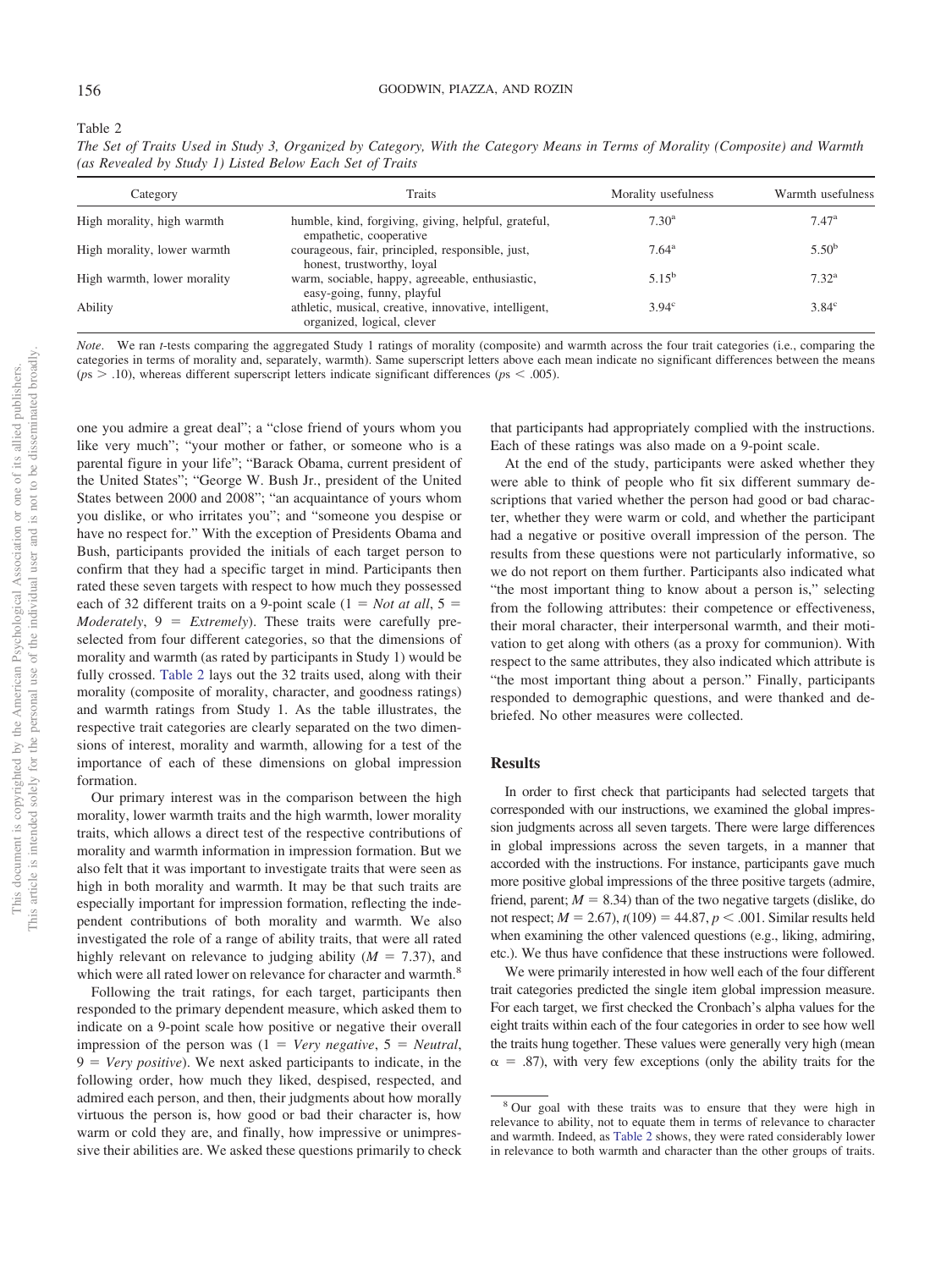Table 2

*The Set of Traits Used in Study 3, Organized by Category, With the Category Means in Terms of Morality (Composite) and Warmth (as Revealed by Study 1) Listed Below Each Set of Traits*

| Category | Traits | Morality usefulness | Warmth usefulness |
|---|---|---|---|
| High morality, high warmth | humble, kind, forgiving, giving, helpful, grateful, empathetic, cooperative | 7.30[a] | 7.47[a] |
| High morality, lower warmth | courageous, fair, principled, responsible, just, honest, trustworthy, loyal | 7.64[a] | 5.50[b] |
| High warmth, lower morality | warm, sociable, happy, agreeable, enthusiastic, easy-going, funny, playful | 5.15[b] | 7.32[a] |
| Ability | athletic, musical, creative, innovative, intelligent, organized, logical, clever | 3.94[c] | 3.84[c] |

*Note*. We ran *t*-tests comparing the aggregated Study 1 ratings of morality (composite) and warmth across the four trait categories (i.e., comparing the categories in terms of morality and, separately, warmth). Same superscript letters above each mean indicate no significant differences between the means ($ps > .10$), whereas different superscript letters indicate significant differences ($ps < .005$).

one you admire a great deal"; a "close friend of yours whom you like very much"; "your mother or father, or someone who is a parental figure in your life"; "Barack Obama, current president of the United States"; "George W. Bush Jr., president of the United States between 2000 and 2008"; "an acquaintance of yours whom you dislike, or who irritates you"; and "someone you despise or have no respect for." With the exception of Presidents Obama and Bush, participants provided the initials of each target person to confirm that they had a specific target in mind. Participants then rated these seven targets with respect to how much they possessed each of 32 different traits on a 9-point scale (1 = *Not at all*, 5 = *Moderately*, 9 = *Extremely*). These traits were carefully preselected from four different categories, so that the dimensions of morality and warmth (as rated by participants in Study 1) would be fully crossed. Table 2 lays out the 32 traits used, along with their morality (composite of morality, character, and goodness ratings) and warmth ratings from Study 1. As the table illustrates, the respective trait categories are clearly separated on the two dimensions of interest, morality and warmth, allowing for a test of the importance of each of these dimensions on global impression formation.

Our primary interest was in the comparison between the high morality, lower warmth traits and the high warmth, lower morality traits, which allows a direct test of the respective contributions of morality and warmth information in impression formation. But we also felt that it was important to investigate traits that were seen as high in both morality and warmth. It may be that such traits are especially important for impression formation, reflecting the independent contributions of both morality and warmth. We also investigated the role of a range of ability traits, that were all rated highly relevant on relevance to judging ability ($M = 7.37$), and which were all rated lower on relevance for character and warmth.[8]

Following the trait ratings, for each target, participants then responded to the primary dependent measure, which asked them to indicate on a 9-point scale how positive or negative their overall impression of the person was (1 = *Very negative*, 5 = *Neutral*, 9 = *Very positive*). We next asked participants to indicate, in the following order, how much they liked, despised, respected, and admired each person, and then, their judgments about how morally virtuous the person is, how good or bad their character is, how warm or cold they are, and finally, how impressive or unimpressive their abilities are. We asked these questions primarily to check that participants had appropriately complied with the instructions. Each of these ratings was also made on a 9-point scale.

At the end of the study, participants were asked whether they were able to think of people who fit six different summary descriptions that varied whether the person had good or bad character, whether they were warm or cold, and whether the participant had a negative or positive overall impression of the person. The results from these questions were not particularly informative, so we do not report on them further. Participants also indicated what "the most important thing to know about a person is," selecting from the following attributes: their competence or effectiveness, their moral character, their interpersonal warmth, and their motivation to get along with others (as a proxy for communion). With respect to the same attributes, they also indicated which attribute is "the most important thing about a person." Finally, participants responded to demographic questions, and were thanked and debriefed. No other measures were collected.

## Results

In order to first check that participants had selected targets that corresponded with our instructions, we examined the global impression judgments across all seven targets. There were large differences in global impressions across the seven targets, in a manner that accorded with the instructions. For instance, participants gave much more positive global impressions of the three positive targets (admire, friend, parent; $M = 8.34$) than of the two negative targets (dislike, do not respect; $M = 2.67$), $t(109) = 44.87$, $p < .001$. Similar results held when examining the other valenced questions (e.g., liking, admiring, etc.). We thus have confidence that these instructions were followed.

We were primarily interested in how well each of the four different trait categories predicted the single item global impression measure. For each target, we first checked the Cronbach's alpha values for the eight traits within each of the four categories in order to see how well the traits hung together. These values were generally very high (mean $\alpha = .87$), with very few exceptions (only the ability traits for the

[8] Our goal with these traits was to ensure that they were high in relevance to ability, not to equate them in terms of relevance to character and warmth. Indeed, as Table 2 shows, they were rated considerably lower in relevance to both warmth and character than the other groups of traits.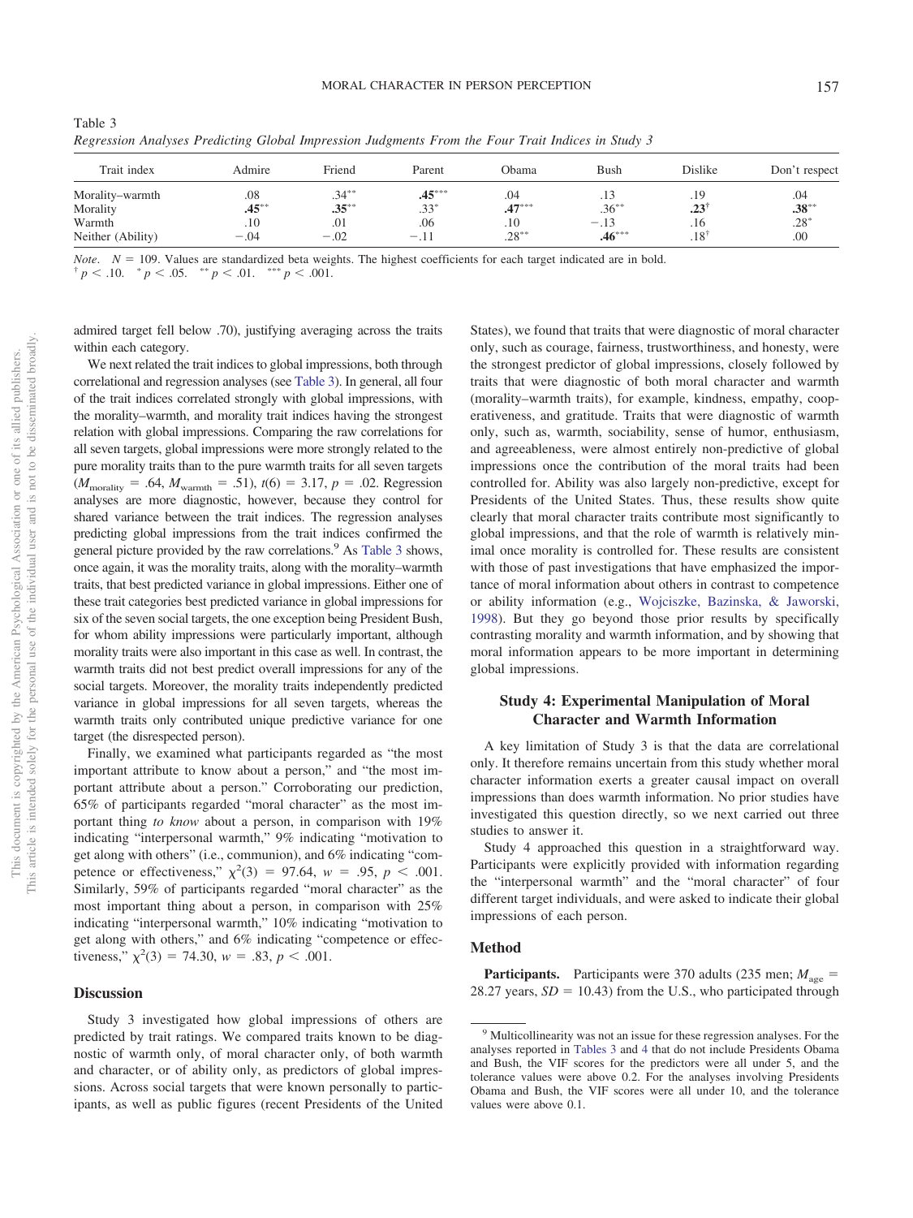Table 3
*Regression Analyses Predicting Global Impression Judgments From the Four Trait Indices in Study 3*

| Trait index | Admire | Friend | Parent | Obama | Bush | Dislike | Don't respect |
|---|---|---|---|---|---|---|---|
| Morality–warmth | .08 | .34** | **.45*** ** | .04 | .13 | .19 | .04 |
| Morality | **.45**** | **.35**** | .33* | **.47***** | .36** | **.23**† | **.38**** |
| Warmth | .10 | .01 | .06 | .10 | −.13 | .16 | .28* |
| Neither (Ability) | −.04 | −.02 | −.11 | .28** | **.46***** | .18† | .00 |

*Note*. $N = 109$. Values are standardized beta weights. The highest coefficients for each target indicated are in bold.
† $p < .10$. * $p < .05$. ** $p < .01$. *** $p < .001$.

admired target fell below .70), justifying averaging across the traits within each category.

We next related the trait indices to global impressions, both through correlational and regression analyses (see Table 3). In general, all four of the trait indices correlated strongly with global impressions, with the morality–warmth, and morality trait indices having the strongest relation with global impressions. Comparing the raw correlations for all seven targets, global impressions were more strongly related to the pure morality traits than to the pure warmth traits for all seven targets ($M_{\text{morality}} = .64$, $M_{\text{warmth}} = .51$), $t(6) = 3.17$, $p = .02$. Regression analyses are more diagnostic, however, because they control for shared variance between the trait indices. The regression analyses predicting global impressions from the trait indices confirmed the general picture provided by the raw correlations.[9] As Table 3 shows, once again, it was the morality traits, along with the morality–warmth traits, that best predicted variance in global impressions. Either one of these trait categories best predicted variance in global impressions for six of the seven social targets, the one exception being President Bush, for whom ability impressions were particularly important, although morality traits were also important in this case as well. In contrast, the warmth traits did not best predict overall impressions for any of the social targets. Moreover, the morality traits independently predicted variance in global impressions for all seven targets, whereas the warmth traits only contributed unique predictive variance for one target (the disrespected person).

Finally, we examined what participants regarded as "the most important attribute to know about a person," and "the most important attribute about a person." Corroborating our prediction, 65% of participants regarded "moral character" as the most important thing *to know* about a person, in comparison with 19% indicating "interpersonal warmth," 9% indicating "motivation to get along with others" (i.e., communion), and 6% indicating "competence or effectiveness," $\chi^2(3) = 97.64$, $w = .95$, $p < .001$. Similarly, 59% of participants regarded "moral character" as the most important thing about a person, in comparison with 25% indicating "interpersonal warmth," 10% indicating "motivation to get along with others," and 6% indicating "competence or effectiveness," $\chi^2(3) = 74.30$, $w = .83$, $p < .001$.

## Discussion

Study 3 investigated how global impressions of others are predicted by trait ratings. We compared traits known to be diagnostic of warmth only, of moral character only, of both warmth and character, or of ability only, as predictors of global impressions. Across social targets that were known personally to participants, as well as public figures (recent Presidents of the United States), we found that traits that were diagnostic of moral character only, such as courage, fairness, trustworthiness, and honesty, were the strongest predictor of global impressions, closely followed by traits that were diagnostic of both moral character and warmth (morality–warmth traits), for example, kindness, empathy, cooperativeness, and gratitude. Traits that were diagnostic of warmth only, such as, warmth, sociability, sense of humor, enthusiasm, and agreeableness, were almost entirely non-predictive of global impressions once the contribution of the moral traits had been controlled for. Ability was also largely non-predictive, except for Presidents of the United States. Thus, these results show quite clearly that moral character traits contribute most significantly to global impressions, and that the role of warmth is relatively minimal once morality is controlled for. These results are consistent with those of past investigations that have emphasized the importance of moral information about others in contrast to competence or ability information (e.g., Wojciszke, Bazinska, & Jaworski, 1998). But they go beyond those prior results by specifically contrasting morality and warmth information, and by showing that moral information appears to be more important in determining global impressions.

## Study 4: Experimental Manipulation of Moral Character and Warmth Information

A key limitation of Study 3 is that the data are correlational only. It therefore remains uncertain from this study whether moral character information exerts a greater causal impact on overall impressions than does warmth information. No prior studies have investigated this question directly, so we next carried out three studies to answer it.

Study 4 approached this question in a straightforward way. Participants were explicitly provided with information regarding the "interpersonal warmth" and the "moral character" of four different target individuals, and were asked to indicate their global impressions of each person.

### Method

**Participants.** Participants were 370 adults (235 men; $M_{\text{age}} = 28.27$ years, $SD = 10.43$) from the U.S., who participated through

[9] Multicollinearity was not an issue for these regression analyses. For the analyses reported in Tables 3 and 4 that do not include Presidents Obama and Bush, the VIF scores for the predictors were all under 5, and the tolerance values were above 0.2. For the analyses involving Presidents Obama and Bush, the VIF scores were all under 10, and the tolerance values were above 0.1.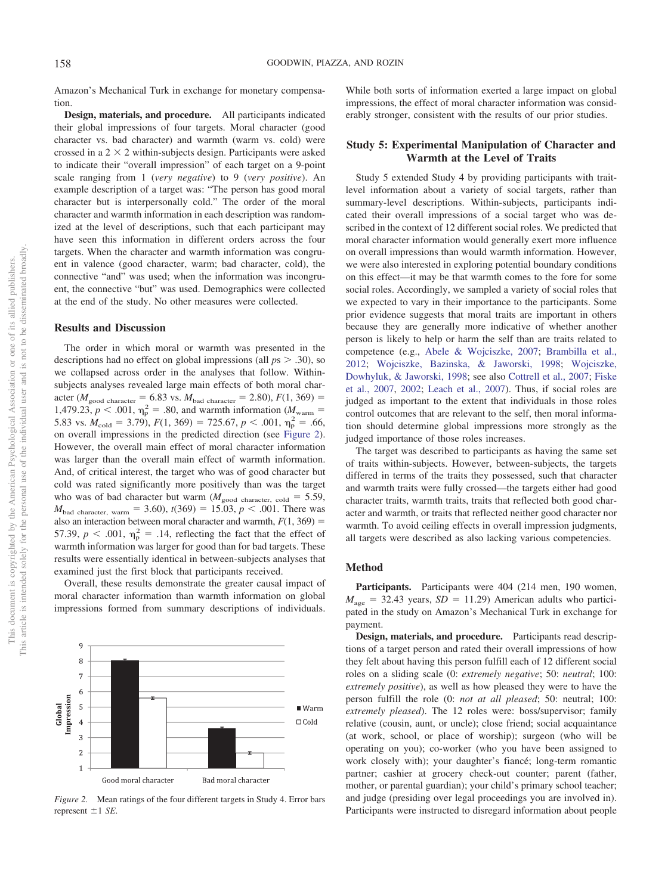Amazon's Mechanical Turk in exchange for monetary compensation.

**Design, materials, and procedure.** All participants indicated their global impressions of four targets. Moral character (good character vs. bad character) and warmth (warm vs. cold) were crossed in a 2 × 2 within-subjects design. Participants were asked to indicate their "overall impression" of each target on a 9-point scale ranging from 1 (*very negative*) to 9 (*very positive*). An example description of a target was: "The person has good moral character but is interpersonally cold." The order of the moral character and warmth information in each description was randomized at the level of descriptions, such that each participant may have seen this information in different orders across the four targets. When the character and warmth information was congruent in valence (good character, warm; bad character, cold), the connective "and" was used; when the information was incongruent, the connective "but" was used. Demographics were collected at the end of the study. No other measures were collected.

### Results and Discussion

The order in which moral or warmth was presented in the descriptions had no effect on global impressions (all $ps > .30$), so we collapsed across order in the analyses that follow. Within-subjects analyses revealed large main effects of both moral character ($M_{\text{good character}} = 6.83$ vs. $M_{\text{bad character}} = 2.80$), $F(1, 369) = 1{,}479.23$, $p < .001$, $\eta_p^2 = .80$, and warmth information ($M_{\text{warm}} = 5.83$ vs. $M_{\text{cold}} = 3.79$), $F(1, 369) = 725.67$, $p < .001$, $\eta_p^2 = .66$, on overall impressions in the predicted direction (see Figure 2). However, the overall main effect of moral character information was larger than the overall main effect of warmth information. And, of critical interest, the target who was of good character but cold was rated significantly more positively than was the target who was of bad character but warm ($M_{\text{good character, cold}} = 5.59$, $M_{\text{bad character, warm}} = 3.60$), $t(369) = 15.03$, $p < .001$. There was also an interaction between moral character and warmth, $F(1, 369) = 57.39$, $p < .001$, $\eta_p^2 = .14$, reflecting the fact that the effect of warmth information was larger for good than for bad targets. These results were essentially identical in between-subjects analyses that examined just the first block that participants received.

Overall, these results demonstrate the greater causal impact of moral character information than warmth information on global impressions formed from summary descriptions of individuals. While both sorts of information exerted a large impact on global impressions, the effect of moral character information was considerably stronger, consistent with the results of our prior studies.

*Figure 2.* Mean ratings of the four different targets in Study 4. Error bars represent ±1 *SE*.

## Study 5: Experimental Manipulation of Character and Warmth at the Level of Traits

Study 5 extended Study 4 by providing participants with trait-level information about a variety of social targets, rather than summary-level descriptions. Within-subjects, participants indicated their overall impressions of a social target who was described in the context of 12 different social roles. We predicted that moral character information would generally exert more influence on overall impressions than would warmth information. However, we were also interested in exploring potential boundary conditions on this effect—it may be that warmth comes to the fore for some social roles. Accordingly, we sampled a variety of social roles that we expected to vary in their importance to the participants. Some prior evidence suggests that moral traits are important in others because they are generally more indicative of whether another person is likely to help or harm the self than are traits related to competence (e.g., Abele & Wojciszke, 2007; Brambilla et al., 2012; Wojciszke, Bazinska, & Jaworski, 1998; Wojciszke, Dowhyluk, & Jaworski, 1998; see also Cottrell et al., 2007; Fiske et al., 2007, 2002; Leach et al., 2007). Thus, if social roles are judged as important to the extent that individuals in those roles control outcomes that are relevant to the self, then moral information should determine global impressions more strongly as the judged importance of those roles increases.

The target was described to participants as having the same set of traits within-subjects. However, between-subjects, the targets differed in terms of the traits they possessed, such that character and warmth traits were fully crossed—the targets either had good character traits, warmth traits, traits that reflected both good character and warmth, or traits that reflected neither good character nor warmth. To avoid ceiling effects in overall impression judgments, all targets were described as also lacking various competencies.

### Method

**Participants.** Participants were 404 (214 men, 190 women, $M_{\text{age}} = 32.43$ years, $SD = 11.29$) American adults who participated in the study on Amazon's Mechanical Turk in exchange for payment.

**Design, materials, and procedure.** Participants read descriptions of a target person and rated their overall impressions of how they felt about having this person fulfill each of 12 different social roles on a sliding scale (0: *extremely negative*; 50: *neutral*; 100: *extremely positive*), as well as how pleased they were to have the person fulfill the role (0: *not at all pleased*; 50: neutral; 100: *extremely pleased*). The 12 roles were: boss/supervisor; family relative (cousin, aunt, or uncle); close friend; social acquaintance (at work, school, or place of worship); surgeon (who will be operating on you); co-worker (who you have been assigned to work closely with); your daughter's fiancé; long-term romantic partner; cashier at grocery check-out counter; parent (father, mother, or parental guardian); your child's primary school teacher; and judge (presiding over legal proceedings you are involved in). Participants were instructed to disregard information about people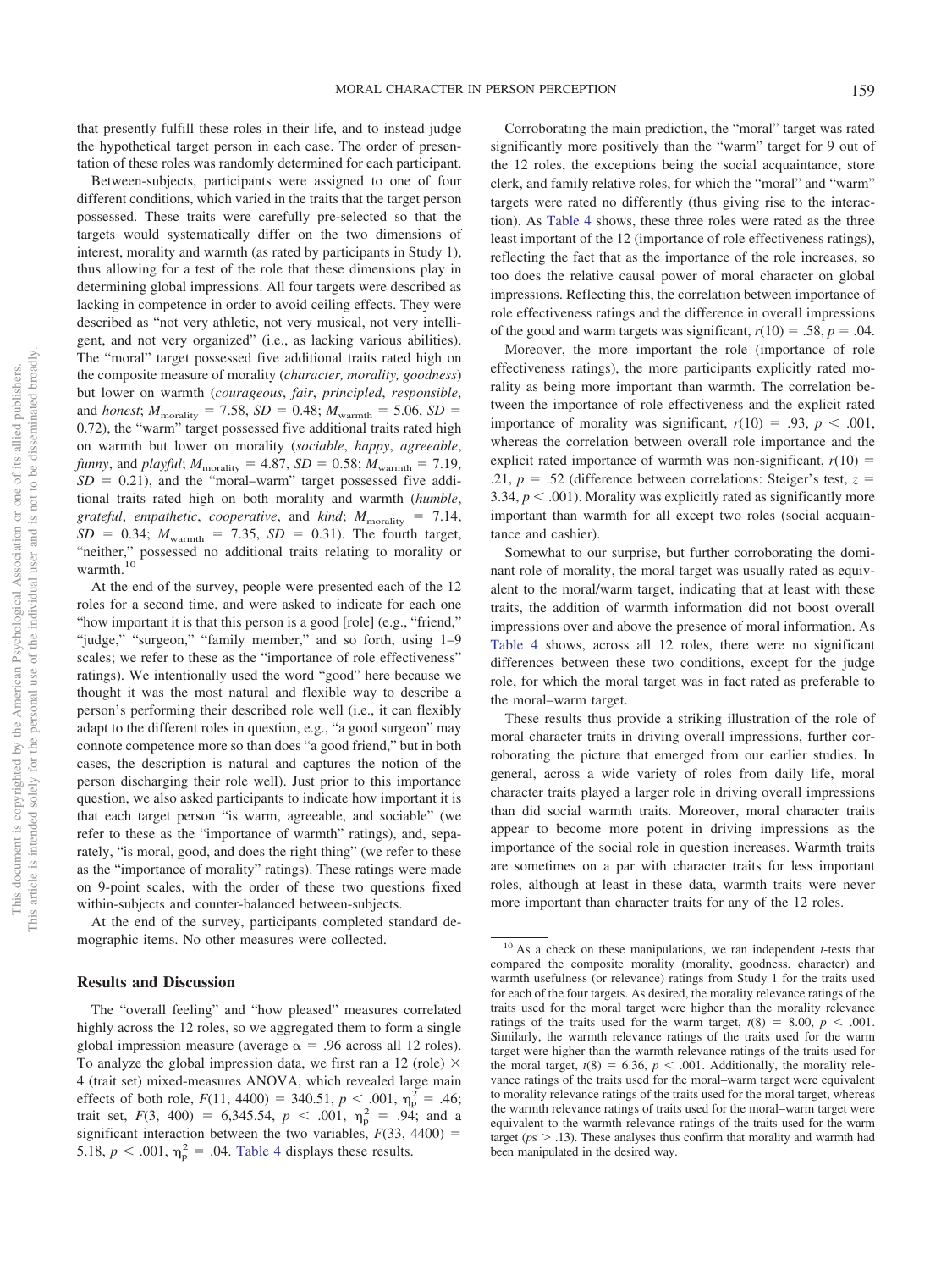that presently fulfill these roles in their life, and to instead judge the hypothetical target person in each case. The order of presentation of these roles was randomly determined for each participant.

Between-subjects, participants were assigned to one of four different conditions, which varied in the traits that the target person possessed. These traits were carefully pre-selected so that the targets would systematically differ on the two dimensions of interest, morality and warmth (as rated by participants in Study 1), thus allowing for a test of the role that these dimensions play in determining global impressions. All four targets were described as lacking in competence in order to avoid ceiling effects. They were described as "not very athletic, not very musical, not very intelligent, and not very organized" (i.e., as lacking various abilities). The "moral" target possessed five additional traits rated high on the composite measure of morality (*character, morality, goodness*) but lower on warmth (*courageous*, *fair*, *principled*, *responsible*, and *honest*; $M_{\text{morality}} = 7.58$, $SD = 0.48$; $M_{\text{warmth}} = 5.06$, $SD = 0.72$), the "warm" target possessed five additional traits rated high on warmth but lower on morality (*sociable*, *happy*, *agreeable*, *funny*, and *playful*; $M_{\text{morality}} = 4.87$, $SD = 0.58$; $M_{\text{warmth}} = 7.19$, $SD = 0.21$), and the "moral–warm" target possessed five additional traits rated high on both morality and warmth (*humble*, *grateful*, *empathetic*, *cooperative*, and *kind*; $M_{\text{morality}} = 7.14$, $SD = 0.34$; $M_{\text{warmth}} = 7.35$, $SD = 0.31$). The fourth target, "neither," possessed no additional traits relating to morality or warmth.[10]

At the end of the survey, people were presented each of the 12 roles for a second time, and were asked to indicate for each one "how important it is that this person is a good [role] (e.g., "friend," "judge," "surgeon," "family member," and so forth, using 1–9 scales; we refer to these as the "importance of role effectiveness" ratings). We intentionally used the word "good" here because we thought it was the most natural and flexible way to describe a person's performing their described role well (i.e., it can flexibly adapt to the different roles in question, e.g., "a good surgeon" may connote competence more so than does "a good friend," but in both cases, the description is natural and captures the notion of the person discharging their role well). Just prior to this importance question, we also asked participants to indicate how important it is that each target person "is warm, agreeable, and sociable" (we refer to these as the "importance of warmth" ratings), and, separately, "is moral, good, and does the right thing" (we refer to these as the "importance of morality" ratings). These ratings were made on 9-point scales, with the order of these two questions fixed within-subjects and counter-balanced between-subjects.

At the end of the survey, participants completed standard demographic items. No other measures were collected.

## Results and Discussion

The "overall feeling" and "how pleased" measures correlated highly across the 12 roles, so we aggregated them to form a single global impression measure (average $\alpha = .96$ across all 12 roles). To analyze the global impression data, we first ran a 12 (role) × 4 (trait set) mixed-measures ANOVA, which revealed large main effects of both role, $F(11, 4400) = 340.51$, $p < .001$, $\eta_p^2 = .46$; trait set, $F(3, 400) = 6{,}345.54$, $p < .001$, $\eta_p^2 = .94$; and a significant interaction between the two variables, $F(33, 4400) = 5.18$, $p < .001$, $\eta_p^2 = .04$. Table 4 displays these results.

Corroborating the main prediction, the "moral" target was rated significantly more positively than the "warm" target for 9 out of the 12 roles, the exceptions being the social acquaintance, store clerk, and family relative roles, for which the "moral" and "warm" targets were rated no differently (thus giving rise to the interaction). As Table 4 shows, these three roles were rated as the three least important of the 12 (importance of role effectiveness ratings), reflecting the fact that as the importance of the role increases, so too does the relative causal power of moral character on global impressions. Reflecting this, the correlation between importance of role effectiveness ratings and the difference in overall impressions of the good and warm targets was significant, $r(10) = .58$, $p = .04$.

Moreover, the more important the role (importance of role effectiveness ratings), the more participants explicitly rated morality as being more important than warmth. The correlation between the importance of role effectiveness and the explicit rated importance of morality was significant, $r(10) = .93$, $p < .001$, whereas the correlation between overall role importance and the explicit rated importance of warmth was non-significant, $r(10) = .21$, $p = .52$ (difference between correlations: Steiger's test, $z = 3.34$, $p < .001$). Morality was explicitly rated as significantly more important than warmth for all except two roles (social acquaintance and cashier).

Somewhat to our surprise, but further corroborating the dominant role of morality, the moral target was usually rated as equivalent to the moral/warm target, indicating that at least with these traits, the addition of warmth information did not boost overall impressions over and above the presence of moral information. As Table 4 shows, across all 12 roles, there were no significant differences between these two conditions, except for the judge role, for which the moral target was in fact rated as preferable to the moral–warm target.

These results thus provide a striking illustration of the role of moral character traits in driving overall impressions, further corroborating the picture that emerged from our earlier studies. In general, across a wide variety of roles from daily life, moral character traits played a larger role in driving overall impressions than did social warmth traits. Moreover, moral character traits appear to become more potent in driving impressions as the importance of the social role in question increases. Warmth traits are sometimes on a par with character traits for less important roles, although at least in these data, warmth traits were never more important than character traits for any of the 12 roles.

[10] As a check on these manipulations, we ran independent *t*-tests that compared the composite morality (morality, goodness, character) and warmth usefulness (or relevance) ratings from Study 1 for the traits used for each of the four targets. As desired, the morality relevance ratings of the traits used for the moral target were higher than the morality relevance ratings of the traits used for the warm target, $t(8) = 8.00$, $p < .001$. Similarly, the warmth relevance ratings of the traits used for the warm target were higher than the warmth relevance ratings of the traits used for the moral target, $t(8) = 6.36$, $p < .001$. Additionally, the morality relevance ratings of the traits used for the moral–warm target were equivalent to morality relevance ratings of the traits used for the moral target, whereas the warmth relevance ratings of traits used for the moral–warm target were equivalent to the warmth relevance ratings of the traits used for the warm target ($ps > .13$). These analyses thus confirm that morality and warmth had been manipulated in the desired way.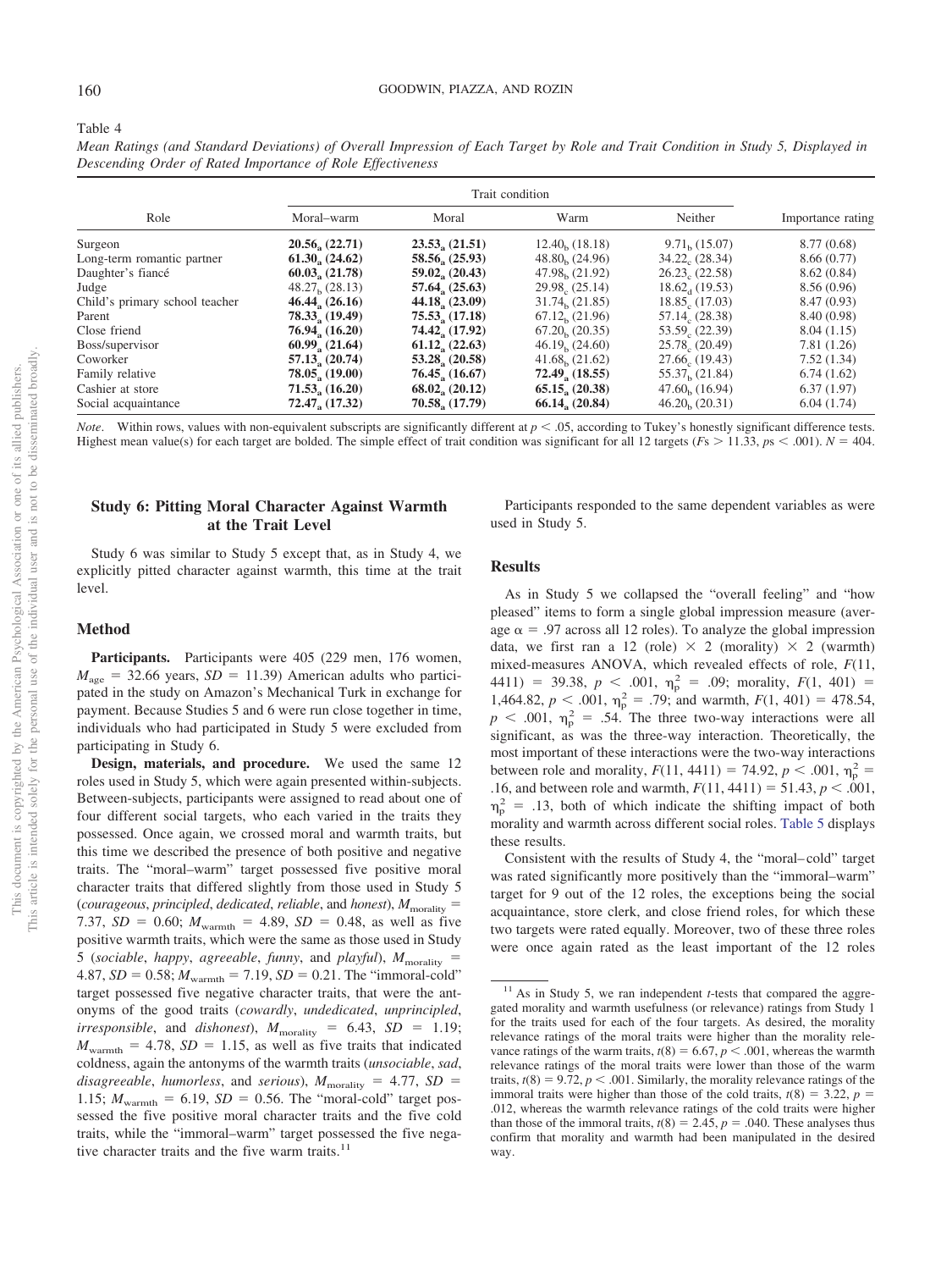Table 4

*Mean Ratings (and Standard Deviations) of Overall Impression of Each Target by Role and Trait Condition in Study 5, Displayed in Descending Order of Rated Importance of Role Effectiveness*

| Role | Trait condition | | | | Importance rating |
|---|---|---|---|---|---|
| | Moral–warm | Moral | Warm | Neither | |
| Surgeon | **$20.56_a$ (22.71)** | **$23.53_a$ (21.51)** | $12.40_b$ (18.18) | $9.71_b$ (15.07) | 8.77 (0.68) |
| Long-term romantic partner | **$61.30_a$ (24.62)** | **$58.56_a$ (25.93)** | $48.80_b$ (24.96) | $34.22_c$ (28.34) | 8.66 (0.77) |
| Daughter's fiancé | **$60.03_a$ (21.78)** | **$59.02_a$ (20.43)** | $47.98_b$ (21.92) | $26.23_c$ (22.58) | 8.62 (0.84) |
| Judge | $48.27_b$ (28.13) | **$57.64_a$ (25.63)** | $29.98_c$ (25.14) | $18.62_d$ (19.53) | 8.56 (0.96) |
| Child's primary school teacher | **$46.44_a$ (26.16)** | **$44.18_a$ (23.09)** | $31.74_b$ (21.85) | $18.85_c$ (17.03) | 8.47 (0.93) |
| Parent | **$78.33_a$ (19.49)** | **$75.53_a$ (17.18)** | $67.12_b$ (21.96) | $57.14_c$ (28.38) | 8.40 (0.98) |
| Close friend | **$76.94_a$ (16.20)** | **$74.42_a$ (17.92)** | $67.20_b$ (20.35) | $53.59_c$ (22.39) | 8.04 (1.15) |
| Boss/supervisor | **$60.99_a$ (21.64)** | **$61.12_a$ (22.63)** | $46.19_b$ (24.60) | $25.78_c$ (20.49) | 7.81 (1.26) |
| Coworker | **$57.13_a$ (20.74)** | **$53.28_a$ (20.58)** | $41.68_b$ (21.62) | $27.66_c$ (19.43) | 7.52 (1.34) |
| Family relative | **$78.05_a$ (19.00)** | **$76.45_a$ (16.67)** | **$72.49_a$ (18.55)** | $55.37_b$ (21.84) | 6.74 (1.62) |
| Cashier at store | **$71.53_a$ (16.20)** | **$68.02_a$ (20.12)** | **$65.15_a$ (20.38)** | $47.60_b$ (16.94) | 6.37 (1.97) |
| Social acquaintance | **$72.47_a$ (17.32)** | **$70.58_a$ (17.79)** | **$66.14_a$ (20.84)** | $46.20_b$ (20.31) | 6.04 (1.74) |

*Note*. Within rows, values with non-equivalent subscripts are significantly different at $p < .05$, according to Tukey's honestly significant difference tests. Highest mean value(s) for each target are bolded. The simple effect of trait condition was significant for all 12 targets ($F$s > 11.33, $p$s < .001). $N = 404$.

## Study 6: Pitting Moral Character Against Warmth at the Trait Level

Study 6 was similar to Study 5 except that, as in Study 4, we explicitly pitted character against warmth, this time at the trait level.

### Method

**Participants.** Participants were 405 (229 men, 176 women, $M_{age} = 32.66$ years, $SD = 11.39$) American adults who participated in the study on Amazon's Mechanical Turk in exchange for payment. Because Studies 5 and 6 were run close together in time, individuals who had participated in Study 5 were excluded from participating in Study 6.

**Design, materials, and procedure.** We used the same 12 roles used in Study 5, which were again presented within-subjects. Between-subjects, participants were assigned to read about one of four different social targets, who each varied in the traits they possessed. Once again, we crossed moral and warmth traits, but this time we described the presence of both positive and negative traits. The "moral–warm" target possessed five positive moral character traits that differed slightly from those used in Study 5 (*courageous*, *principled*, *dedicated*, *reliable*, and *honest*), $M_{morality} = 7.37$, $SD = 0.60$; $M_{warmth} = 4.89$, $SD = 0.48$, as well as five positive warmth traits, which were the same as those used in Study 5 (*sociable*, *happy*, *agreeable*, *funny*, and *playful*), $M_{morality} = 4.87$, $SD = 0.58$; $M_{warmth} = 7.19$, $SD = 0.21$. The "immoral-cold" target possessed five negative character traits, that were the antonyms of the good traits (*cowardly*, *undedicated*, *unprincipled*, *irresponsible*, and *dishonest*), $M_{morality} = 6.43$, $SD = 1.19$; $M_{warmth} = 4.78$, $SD = 1.15$, as well as five traits that indicated coldness, again the antonyms of the warmth traits (*unsociable*, *sad*, *disagreeable*, *humorless*, and *serious*), $M_{morality} = 4.77$, $SD = 1.15$; $M_{warmth} = 6.19$, $SD = 0.56$. The "moral-cold" target possessed the five positive moral character traits and the five cold traits, while the "immoral–warm" target possessed the five negative character traits and the five warm traits.[11]

Participants responded to the same dependent variables as were used in Study 5.

### Results

As in Study 5 we collapsed the "overall feeling" and "how pleased" items to form a single global impression measure (average $\alpha = .97$ across all 12 roles). To analyze the global impression data, we first ran a 12 (role) × 2 (morality) × 2 (warmth) mixed-measures ANOVA, which revealed effects of role, $F(11, 4411) = 39.38$, $p < .001$, $\eta_p^2 = .09$; morality, $F(1, 401) = 1{,}464.82$, $p < .001$, $\eta_p^2 = .79$; and warmth, $F(1, 401) = 478.54$, $p < .001$, $\eta_p^2 = .54$. The three two-way interactions were all significant, as was the three-way interaction. Theoretically, the most important of these interactions were the two-way interactions between role and morality, $F(11, 4411) = 74.92$, $p < .001$, $\eta_p^2 = .16$, and between role and warmth, $F(11, 4411) = 51.43$, $p < .001$, $\eta_p^2 = .13$, both of which indicate the shifting impact of both morality and warmth across different social roles. Table 5 displays these results.

Consistent with the results of Study 4, the "moral–cold" target was rated significantly more positively than the "immoral–warm" target for 9 out of the 12 roles, the exceptions being the social acquaintance, store clerk, and close friend roles, for which these two targets were rated equally. Moreover, two of these three roles were once again rated as the least important of the 12 roles

[11] As in Study 5, we ran independent $t$-tests that compared the aggregated morality and warmth usefulness (or relevance) ratings from Study 1 for the traits used for each of the four targets. As desired, the morality relevance ratings of the moral traits were higher than the morality relevance ratings of the warm traits, $t(8) = 6.67$, $p < .001$, whereas the warmth relevance ratings of the moral traits were lower than those of the warm traits, $t(8) = 9.72$, $p < .001$. Similarly, the morality relevance ratings of the immoral traits were higher than those of the cold traits, $t(8) = 3.22$, $p = .012$, whereas the warmth relevance ratings of the cold traits were higher than those of the immoral traits, $t(8) = 2.45$, $p = .040$. These analyses thus confirm that morality and warmth had been manipulated in the desired way.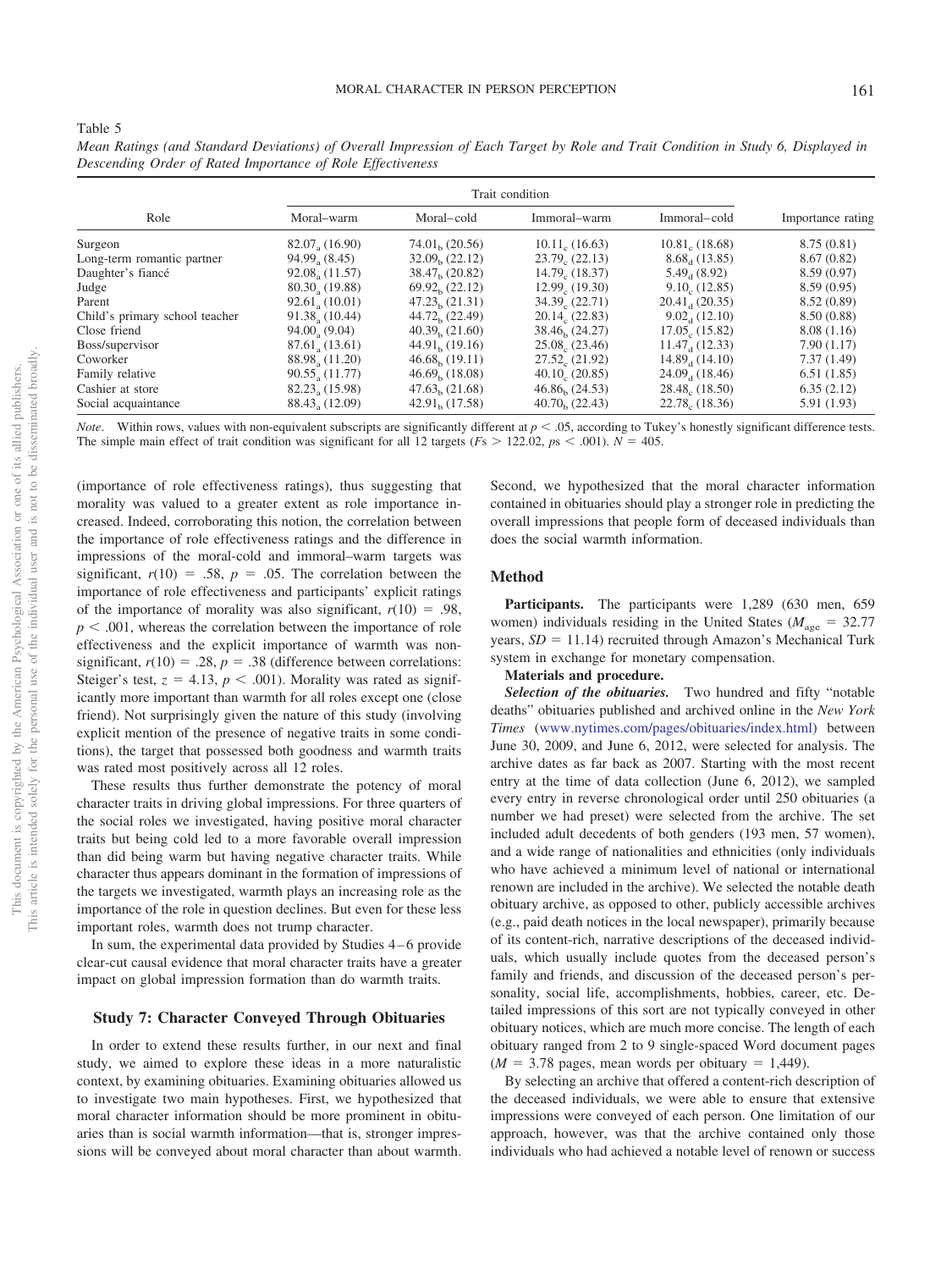Table 5

*Mean Ratings (and Standard Deviations) of Overall Impression of Each Target by Role and Trait Condition in Study 6, Displayed in Descending Order of Rated Importance of Role Effectiveness*

| Role | Trait condition | | | | Importance rating |
|---|---|---|---|---|---|
| | Moral–warm | Moral–cold | Immoral–warm | Immoral–cold | |
| Surgeon | $82.07_a$ (16.90) | $74.01_b$ (20.56) | $10.11_c$ (16.63) | $10.81_c$ (18.68) | 8.75 (0.81) |
| Long-term romantic partner | $94.99_a$ (8.45) | $32.09_b$ (22.12) | $23.79_c$ (22.13) | $8.68_d$ (13.85) | 8.67 (0.82) |
| Daughter's fiancé | $92.08_a$ (11.57) | $38.47_b$ (20.82) | $14.79_c$ (18.37) | $5.49_d$ (8.92) | 8.59 (0.97) |
| Judge | $80.30_a$ (19.88) | $69.92_b$ (22.12) | $12.99_c$ (19.30) | $9.10_c$ (12.85) | 8.59 (0.95) |
| Parent | $92.61_a$ (10.01) | $47.23_b$ (21.31) | $34.39_c$ (22.71) | $20.41_d$ (20.35) | 8.52 (0.89) |
| Child's primary school teacher | $91.38_a$ (10.44) | $44.72_b$ (22.49) | $20.14_c$ (22.83) | $9.02_d$ (12.10) | 8.50 (0.88) |
| Close friend | $94.00_a$ (9.04) | $40.39_b$ (21.60) | $38.46_b$ (24.27) | $17.05_c$ (15.82) | 8.08 (1.16) |
| Boss/supervisor | $87.61_a$ (13.61) | $44.91_b$ (19.16) | $25.08_c$ (23.46) | $11.47_d$ (12.33) | 7.90 (1.17) |
| Coworker | $88.98_a$ (11.20) | $46.68_b$ (19.11) | $27.52_c$ (21.92) | $14.89_d$ (14.10) | 7.37 (1.49) |
| Family relative | $90.55_a$ (11.77) | $46.69_b$ (18.08) | $40.10_c$ (20.85) | $24.09_d$ (18.46) | 6.51 (1.85) |
| Cashier at store | $82.23_a$ (15.98) | $47.63_b$ (21.68) | $46.86_b$ (24.53) | $28.48_c$ (18.50) | 6.35 (2.12) |
| Social acquaintance | $88.43_a$ (12.09) | $42.91_b$ (17.58) | $40.70_b$ (22.43) | $22.78_c$ (18.36) | 5.91 (1.93) |

*Note*. Within rows, values with non-equivalent subscripts are significantly different at $p < .05$, according to Tukey's honestly significant difference tests. The simple main effect of trait condition was significant for all 12 targets ($Fs > 122.02$, $ps < .001$). $N = 405$.

(importance of role effectiveness ratings), thus suggesting that morality was valued to a greater extent as role importance increased. Indeed, corroborating this notion, the correlation between the importance of role effectiveness ratings and the difference in impressions of the moral-cold and immoral–warm targets was significant, $r(10) = .58$, $p = .05$. The correlation between the importance of role effectiveness and participants' explicit ratings of the importance of morality was also significant, $r(10) = .98$, $p < .001$, whereas the correlation between the importance of role effectiveness and the explicit importance of warmth was nonsignificant, $r(10) = .28$, $p = .38$ (difference between correlations: Steiger's test, $z = 4.13$, $p < .001$). Morality was rated as significantly more important than warmth for all roles except one (close friend). Not surprisingly given the nature of this study (involving explicit mention of the presence of negative traits in some conditions), the target that possessed both goodness and warmth traits was rated most positively across all 12 roles.

These results thus further demonstrate the potency of moral character traits in driving global impressions. For three quarters of the social roles we investigated, having positive moral character traits but being cold led to a more favorable overall impression than did being warm but having negative character traits. While character thus appears dominant in the formation of impressions of the targets we investigated, warmth plays an increasing role as the importance of the role in question declines. But even for these less important roles, warmth does not trump character.

In sum, the experimental data provided by Studies 4–6 provide clear-cut causal evidence that moral character traits have a greater impact on global impression formation than do warmth traits.

## Study 7: Character Conveyed Through Obituaries

In order to extend these results further, in our next and final study, we aimed to explore these ideas in a more naturalistic context, by examining obituaries. Examining obituaries allowed us to investigate two main hypotheses. First, we hypothesized that moral character information should be more prominent in obituaries than is social warmth information—that is, stronger impressions will be conveyed about moral character than about warmth. Second, we hypothesized that the moral character information contained in obituaries should play a stronger role in predicting the overall impressions that people form of deceased individuals than does the social warmth information.

### Method

**Participants.** The participants were 1,289 (630 men, 659 women) individuals residing in the United States ($M_{age} = 32.77$ years, $SD = 11.14$) recruited through Amazon's Mechanical Turk system in exchange for monetary compensation.

**Materials and procedure.**

***Selection of the obituaries.*** Two hundred and fifty "notable deaths" obituaries published and archived online in the *New York Times* (www.nytimes.com/pages/obituaries/index.html) between June 30, 2009, and June 6, 2012, were selected for analysis. The archive dates as far back as 2007. Starting with the most recent entry at the time of data collection (June 6, 2012), we sampled every entry in reverse chronological order until 250 obituaries (a number we had preset) were selected from the archive. The set included adult decedents of both genders (193 men, 57 women), and a wide range of nationalities and ethnicities (only individuals who have achieved a minimum level of national or international renown are included in the archive). We selected the notable death obituary archive, as opposed to other, publicly accessible archives (e.g., paid death notices in the local newspaper), primarily because of its content-rich, narrative descriptions of the deceased individuals, which usually include quotes from the deceased person's family and friends, and discussion of the deceased person's personality, social life, accomplishments, hobbies, career, etc. Detailed impressions of this sort are not typically conveyed in other obituary notices, which are much more concise. The length of each obituary ranged from 2 to 9 single-spaced Word document pages ($M = 3.78$ pages, mean words per obituary = 1,449).

By selecting an archive that offered a content-rich description of the deceased individuals, we were able to ensure that extensive impressions were conveyed of each person. One limitation of our approach, however, was that the archive contained only those individuals who had achieved a notable level of renown or success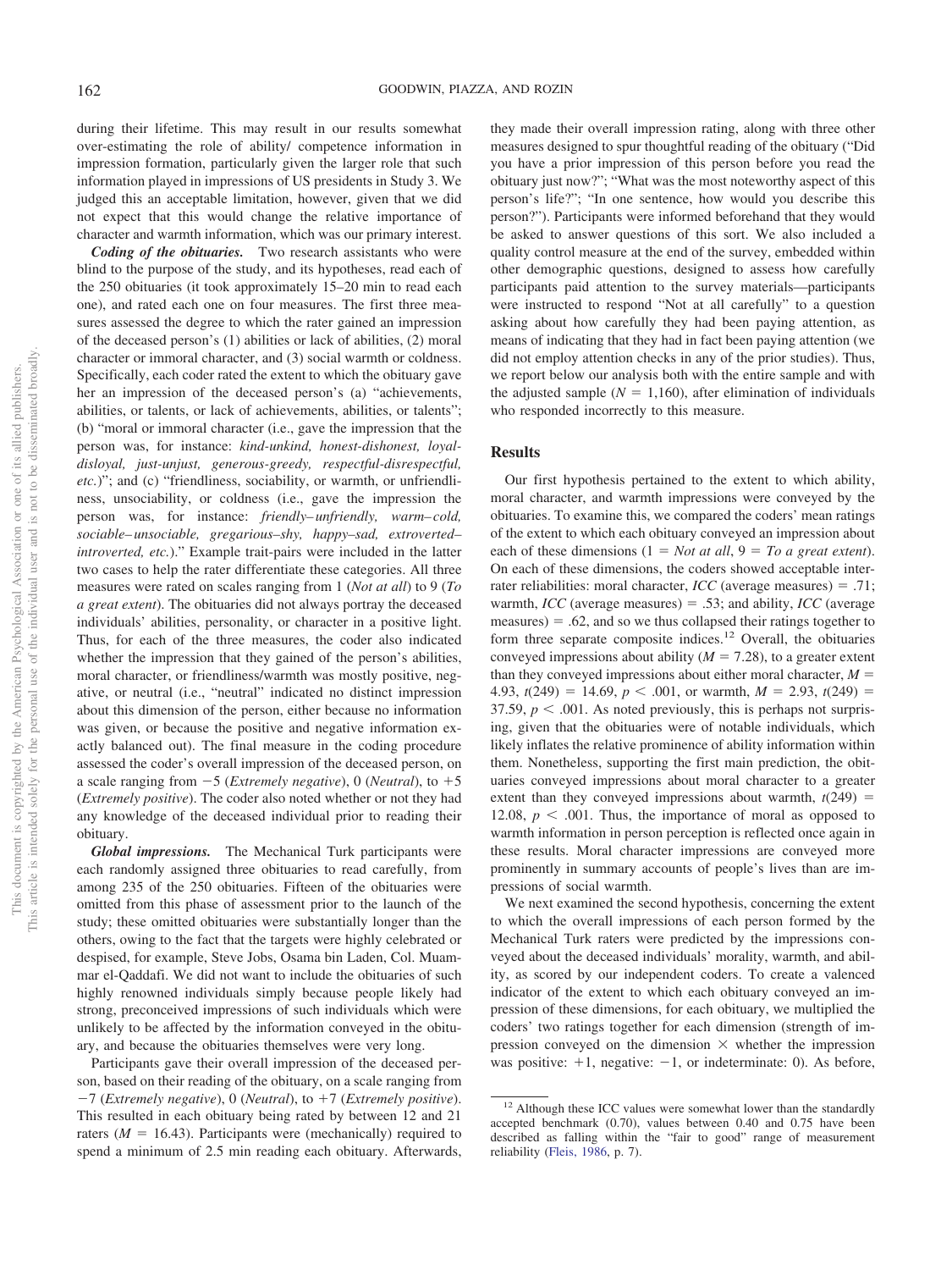during their lifetime. This may result in our results somewhat over-estimating the role of ability/ competence information in impression formation, particularly given the larger role that such information played in impressions of US presidents in Study 3. We judged this an acceptable limitation, however, given that we did not expect that this would change the relative importance of character and warmth information, which was our primary interest.

***Coding of the obituaries.*** Two research assistants who were blind to the purpose of the study, and its hypotheses, read each of the 250 obituaries (it took approximately 15–20 min to read each one), and rated each one on four measures. The first three measures assessed the degree to which the rater gained an impression of the deceased person's (1) abilities or lack of abilities, (2) moral character or immoral character, and (3) social warmth or coldness. Specifically, each coder rated the extent to which the obituary gave her an impression of the deceased person's (a) "achievements, abilities, or talents, or lack of achievements, abilities, or talents"; (b) "moral or immoral character (i.e., gave the impression that the person was, for instance: *kind-unkind, honest-dishonest, loyal-disloyal, just-unjust, generous-greedy, respectful-disrespectful, etc.*)"; and (c) "friendliness, sociability, or warmth, or unfriendliness, unsociability, or coldness (i.e., gave the impression the person was, for instance: *friendly–unfriendly, warm–cold, sociable–unsociable, gregarious–shy, happy–sad, extroverted–introverted, etc.*)." Example trait-pairs were included in the latter two cases to help the rater differentiate these categories. All three measures were rated on scales ranging from 1 (*Not at all*) to 9 (*To a great extent*). The obituaries did not always portray the deceased individuals' abilities, personality, or character in a positive light. Thus, for each of the three measures, the coder also indicated whether the impression that they gained of the person's abilities, moral character, or friendliness/warmth was mostly positive, negative, or neutral (i.e., "neutral" indicated no distinct impression about this dimension of the person, either because no information was given, or because the positive and negative information exactly balanced out). The final measure in the coding procedure assessed the coder's overall impression of the deceased person, on a scale ranging from −5 (*Extremely negative*), 0 (*Neutral*), to +5 (*Extremely positive*). The coder also noted whether or not they had any knowledge of the deceased individual prior to reading their obituary.

***Global impressions.*** The Mechanical Turk participants were each randomly assigned three obituaries to read carefully, from among 235 of the 250 obituaries. Fifteen of the obituaries were omitted from this phase of assessment prior to the launch of the study; these omitted obituaries were substantially longer than the others, owing to the fact that the targets were highly celebrated or despised, for example, Steve Jobs, Osama bin Laden, Col. Muammar el-Qaddafi. We did not want to include the obituaries of such highly renowned individuals simply because people likely had strong, preconceived impressions of such individuals which were unlikely to be affected by the information conveyed in the obituary, and because the obituaries themselves were very long.

Participants gave their overall impression of the deceased person, based on their reading of the obituary, on a scale ranging from −7 (*Extremely negative*), 0 (*Neutral*), to +7 (*Extremely positive*). This resulted in each obituary being rated by between 12 and 21 raters ($M = 16.43$). Participants were (mechanically) required to spend a minimum of 2.5 min reading each obituary. Afterwards, they made their overall impression rating, along with three other measures designed to spur thoughtful reading of the obituary ("Did you have a prior impression of this person before you read the obituary just now?"; "What was the most noteworthy aspect of this person's life?"; "In one sentence, how would you describe this person?"). Participants were informed beforehand that they would be asked to answer questions of this sort. We also included a quality control measure at the end of the survey, embedded within other demographic questions, designed to assess how carefully participants paid attention to the survey materials—participants were instructed to respond "Not at all carefully" to a question asking about how carefully they had been paying attention, as means of indicating that they had in fact been paying attention (we did not employ attention checks in any of the prior studies). Thus, we report below our analysis both with the entire sample and with the adjusted sample ($N = 1,160$), after elimination of individuals who responded incorrectly to this measure.

## Results

Our first hypothesis pertained to the extent to which ability, moral character, and warmth impressions were conveyed by the obituaries. To examine this, we compared the coders' mean ratings of the extent to which each obituary conveyed an impression about each of these dimensions (1 = *Not at all*, 9 = *To a great extent*). On each of these dimensions, the coders showed acceptable inter-rater reliabilities: moral character, *ICC* (average measures) = .71; warmth, *ICC* (average measures) = .53; and ability, *ICC* (average measures) = .62, and so we thus collapsed their ratings together to form three separate composite indices.[12] Overall, the obituaries conveyed impressions about ability ($M = 7.28$), to a greater extent than they conveyed impressions about either moral character, $M = 4.93$, $t(249) = 14.69$, $p < .001$, or warmth, $M = 2.93$, $t(249) = 37.59$, $p < .001$. As noted previously, this is perhaps not surprising, given that the obituaries were of notable individuals, which likely inflates the relative prominence of ability information within them. Nonetheless, supporting the first main prediction, the obituaries conveyed impressions about moral character to a greater extent than they conveyed impressions about warmth, $t(249) = 12.08$, $p < .001$. Thus, the importance of moral as opposed to warmth information in person perception is reflected once again in these results. Moral character impressions are conveyed more prominently in summary accounts of people's lives than are impressions of social warmth.

We next examined the second hypothesis, concerning the extent to which the overall impressions of each person formed by the Mechanical Turk raters were predicted by the impressions conveyed about the deceased individuals' morality, warmth, and ability, as scored by our independent coders. To create a valenced indicator of the extent to which each obituary conveyed an impression of these dimensions, for each obituary, we multiplied the coders' two ratings together for each dimension (strength of impression conveyed on the dimension × whether the impression was positive: +1, negative: −1, or indeterminate: 0). As before,

[12] Although these ICC values were somewhat lower than the standardly accepted benchmark (0.70), values between 0.40 and 0.75 have been described as falling within the "fair to good" range of measurement reliability (Fleis, 1986, p. 7).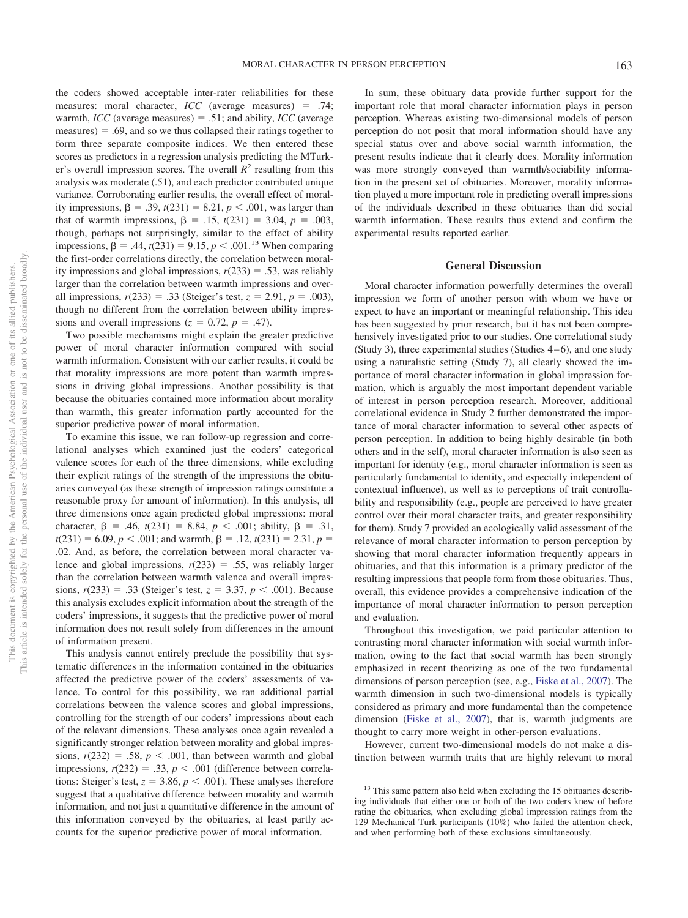the coders showed acceptable inter-rater reliabilities for these measures: moral character, *ICC* (average measures) = .74; warmth, *ICC* (average measures) = .51; and ability, *ICC* (average measures) = .69, and so we thus collapsed their ratings together to form three separate composite indices. We then entered these scores as predictors in a regression analysis predicting the MTurker's overall impression scores. The overall $R^2$ resulting from this analysis was moderate (.51), and each predictor contributed unique variance. Corroborating earlier results, the overall effect of morality impressions, $\beta = .39$, $t(231) = 8.21$, $p < .001$, was larger than that of warmth impressions, $\beta = .15$, $t(231) = 3.04$, $p = .003$, though, perhaps not surprisingly, similar to the effect of ability impressions, $\beta = .44$, $t(231) = 9.15$, $p < .001$.[13] When comparing the first-order correlations directly, the correlation between morality impressions and global impressions, $r(233) = .53$, was reliably larger than the correlation between warmth impressions and overall impressions, $r(233) = .33$ (Steiger's test, $z = 2.91$, $p = .003$), though no different from the correlation between ability impressions and overall impressions ($z = 0.72$, $p = .47$).

Two possible mechanisms might explain the greater predictive power of moral character information compared with social warmth information. Consistent with our earlier results, it could be that morality impressions are more potent than warmth impressions in driving global impressions. Another possibility is that because the obituaries contained more information about morality than warmth, this greater information partly accounted for the superior predictive power of moral information.

To examine this issue, we ran follow-up regression and correlational analyses which examined just the coders' categorical valence scores for each of the three dimensions, while excluding their explicit ratings of the strength of the impressions the obituaries conveyed (as these strength of impression ratings constitute a reasonable proxy for amount of information). In this analysis, all three dimensions once again predicted global impressions: moral character, $\beta = .46$, $t(231) = 8.84$, $p < .001$; ability, $\beta = .31$, $t(231) = 6.09$, $p < .001$; and warmth, $\beta = .12$, $t(231) = 2.31$, $p = .02$. And, as before, the correlation between moral character valence and global impressions, $r(233) = .55$, was reliably larger than the correlation between warmth valence and overall impressions, $r(233) = .33$ (Steiger's test, $z = 3.37$, $p < .001$). Because this analysis excludes explicit information about the strength of the coders' impressions, it suggests that the predictive power of moral information does not result solely from differences in the amount of information present.

This analysis cannot entirely preclude the possibility that systematic differences in the information contained in the obituaries affected the predictive power of the coders' assessments of valence. To control for this possibility, we ran additional partial correlations between the valence scores and global impressions, controlling for the strength of our coders' impressions about each of the relevant dimensions. These analyses once again revealed a significantly stronger relation between morality and global impressions, $r(232) = .58$, $p < .001$, than between warmth and global impressions, $r(232) = .33$, $p < .001$ (difference between correlations: Steiger's test, $z = 3.86$, $p < .001$). These analyses therefore suggest that a qualitative difference between morality and warmth information, and not just a quantitative difference in the amount of this information conveyed by the obituaries, at least partly accounts for the superior predictive power of moral information.

In sum, these obituary data provide further support for the important role that moral character information plays in person perception. Whereas existing two-dimensional models of person perception do not posit that moral information should have any special status over and above social warmth information, the present results indicate that it clearly does. Morality information was more strongly conveyed than warmth/sociability information in the present set of obituaries. Moreover, morality information played a more important role in predicting overall impressions of the individuals described in these obituaries than did social warmth information. These results thus extend and confirm the experimental results reported earlier.

## General Discussion

Moral character information powerfully determines the overall impression we form of another person with whom we have or expect to have an important or meaningful relationship. This idea has been suggested by prior research, but it has not been comprehensively investigated prior to our studies. One correlational study (Study 3), three experimental studies (Studies 4–6), and one study using a naturalistic setting (Study 7), all clearly showed the importance of moral character information in global impression formation, which is arguably the most important dependent variable of interest in person perception research. Moreover, additional correlational evidence in Study 2 further demonstrated the importance of moral character information to several other aspects of person perception. In addition to being highly desirable (in both others and in the self), moral character information is also seen as important for identity (e.g., moral character information is seen as particularly fundamental to identity, and especially independent of contextual influence), as well as to perceptions of trait controllability and responsibility (e.g., people are perceived to have greater control over their moral character traits, and greater responsibility for them). Study 7 provided an ecologically valid assessment of the relevance of moral character information to person perception by showing that moral character information frequently appears in obituaries, and that this information is a primary predictor of the resulting impressions that people form from those obituaries. Thus, overall, this evidence provides a comprehensive indication of the importance of moral character information to person perception and evaluation.

Throughout this investigation, we paid particular attention to contrasting moral character information with social warmth information, owing to the fact that social warmth has been strongly emphasized in recent theorizing as one of the two fundamental dimensions of person perception (see, e.g., Fiske et al., 2007). The warmth dimension in such two-dimensional models is typically considered as primary and more fundamental than the competence dimension (Fiske et al., 2007), that is, warmth judgments are thought to carry more weight in other-person evaluations.

However, current two-dimensional models do not make a distinction between warmth traits that are highly relevant to moral

[13] This same pattern also held when excluding the 15 obituaries describing individuals that either one or both of the two coders knew of before rating the obituaries, when excluding global impression ratings from the 129 Mechanical Turk participants (10%) who failed the attention check, and when performing both of these exclusions simultaneously.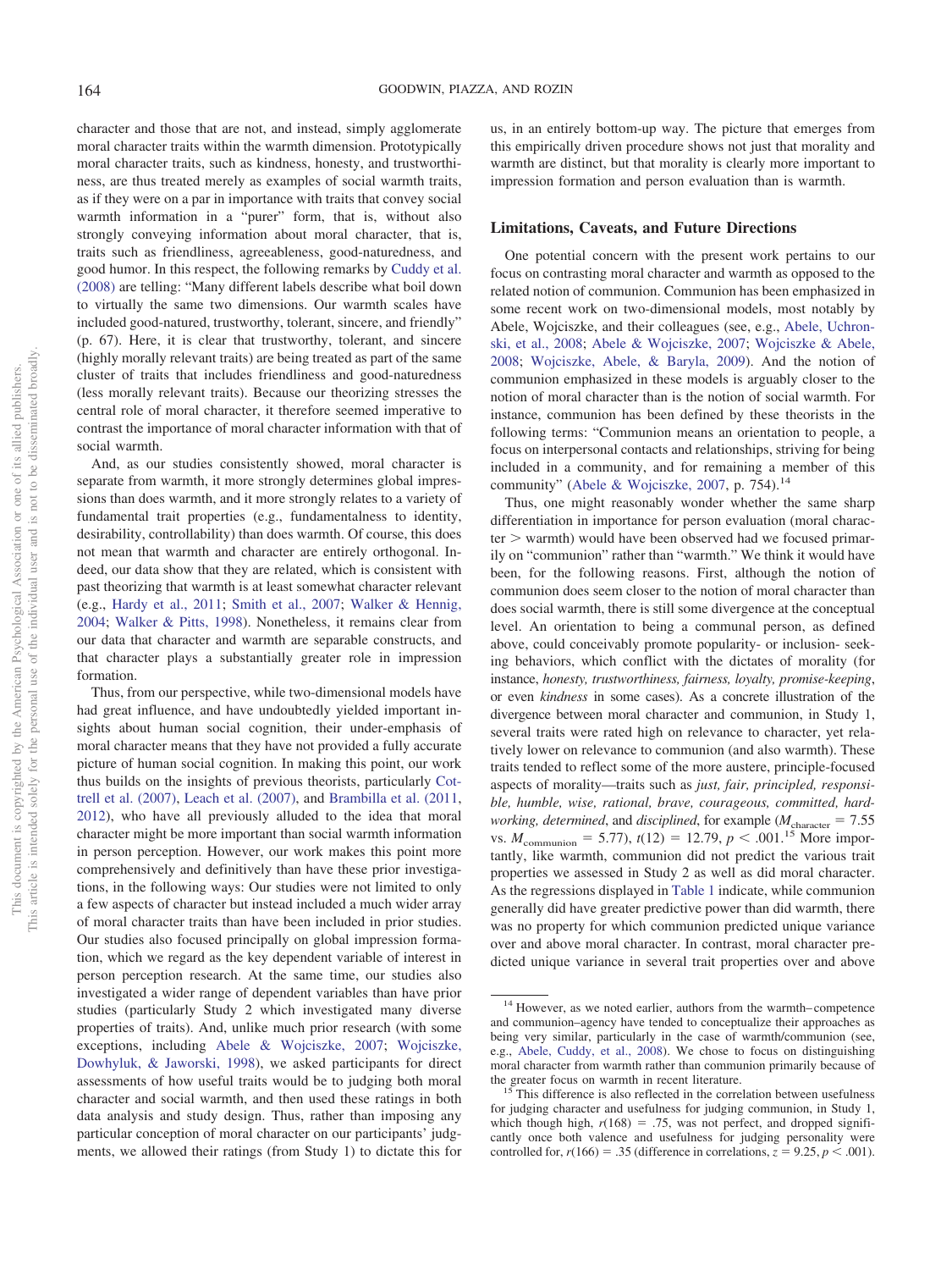character and those that are not, and instead, simply agglomerate moral character traits within the warmth dimension. Prototypically moral character traits, such as kindness, honesty, and trustworthiness, are thus treated merely as examples of social warmth traits, as if they were on a par in importance with traits that convey social warmth information in a "purer" form, that is, without also strongly conveying information about moral character, that is, traits such as friendliness, agreeableness, good-naturedness, and good humor. In this respect, the following remarks by Cuddy et al. (2008) are telling: "Many different labels describe what boil down to virtually the same two dimensions. Our warmth scales have included good-natured, trustworthy, tolerant, sincere, and friendly" (p. 67). Here, it is clear that trustworthy, tolerant, and sincere (highly morally relevant traits) are being treated as part of the same cluster of traits that includes friendliness and good-naturedness (less morally relevant traits). Because our theorizing stresses the central role of moral character, it therefore seemed imperative to contrast the importance of moral character information with that of social warmth.

And, as our studies consistently showed, moral character is separate from warmth, it more strongly determines global impressions than does warmth, and it more strongly relates to a variety of fundamental trait properties (e.g., fundamentalness to identity, desirability, controllability) than does warmth. Of course, this does not mean that warmth and character are entirely orthogonal. Indeed, our data show that they are related, which is consistent with past theorizing that warmth is at least somewhat character relevant (e.g., Hardy et al., 2011; Smith et al., 2007; Walker & Hennig, 2004; Walker & Pitts, 1998). Nonetheless, it remains clear from our data that character and warmth are separable constructs, and that character plays a substantially greater role in impression formation.

Thus, from our perspective, while two-dimensional models have had great influence, and have undoubtedly yielded important insights about human social cognition, their under-emphasis of moral character means that they have not provided a fully accurate picture of human social cognition. In making this point, our work thus builds on the insights of previous theorists, particularly Cottrell et al. (2007), Leach et al. (2007), and Brambilla et al. (2011, 2012), who have all previously alluded to the idea that moral character might be more important than social warmth information in person perception. However, our work makes this point more comprehensively and definitively than have these prior investigations, in the following ways: Our studies were not limited to only a few aspects of character but instead included a much wider array of moral character traits than have been included in prior studies. Our studies also focused principally on global impression formation, which we regard as the key dependent variable of interest in person perception research. At the same time, our studies also investigated a wider range of dependent variables than have prior studies (particularly Study 2 which investigated many diverse properties of traits). And, unlike much prior research (with some exceptions, including Abele & Wojciszke, 2007; Wojciszke, Dowhyluk, & Jaworski, 1998), we asked participants for direct assessments of how useful traits would be to judging both moral character and social warmth, and then used these ratings in both data analysis and study design. Thus, rather than imposing any particular conception of moral character on our participants' judgments, we allowed their ratings (from Study 1) to dictate this for us, in an entirely bottom-up way. The picture that emerges from this empirically driven procedure shows not just that morality and warmth are distinct, but that morality is clearly more important to impression formation and person evaluation than is warmth.

## Limitations, Caveats, and Future Directions

One potential concern with the present work pertains to our focus on contrasting moral character and warmth as opposed to the related notion of communion. Communion has been emphasized in some recent work on two-dimensional models, most notably by Abele, Wojciszke, and their colleagues (see, e.g., Abele, Uchronski, et al., 2008; Abele & Wojciszke, 2007; Wojciszke & Abele, 2008; Wojciszke, Abele, & Baryla, 2009). And the notion of communion emphasized in these models is arguably closer to the notion of moral character than is the notion of social warmth. For instance, communion has been defined by these theorists in the following terms: "Communion means an orientation to people, a focus on interpersonal contacts and relationships, striving for being included in a community, and for remaining a member of this community" (Abele & Wojciszke, 2007, p. 754).[14]

Thus, one might reasonably wonder whether the same sharp differentiation in importance for person evaluation (moral character > warmth) would have been observed had we focused primarily on "communion" rather than "warmth." We think it would have been, for the following reasons. First, although the notion of communion does seem closer to the notion of moral character than does social warmth, there is still some divergence at the conceptual level. An orientation to being a communal person, as defined above, could conceivably promote popularity- or inclusion- seeking behaviors, which conflict with the dictates of morality (for instance, *honesty, trustworthiness, fairness, loyalty, promise-keeping*, or even *kindness* in some cases). As a concrete illustration of the divergence between moral character and communion, in Study 1, several traits were rated high on relevance to character, yet relatively lower on relevance to communion (and also warmth). These traits tended to reflect some of the more austere, principle-focused aspects of morality—traits such as *just, fair, principled, responsible, humble, wise, rational, brave, courageous, committed, hard-working, determined*, and *disciplined*, for example ($M_{\text{character}} = 7.55$ vs. $M_{\text{communion}} = 5.77$), $t(12) = 12.79$, $p < .001$.[15] More importantly, like warmth, communion did not predict the various trait properties we assessed in Study 2 as well as did moral character. As the regressions displayed in Table 1 indicate, while communion generally did have greater predictive power than did warmth, there was no property for which communion predicted unique variance over and above moral character. In contrast, moral character predicted unique variance in several trait properties over and above

[14] However, as we noted earlier, authors from the warmth–competence and communion–agency have tended to conceptualize their approaches as being very similar, particularly in the case of warmth/communion (see, e.g., Abele, Cuddy, et al., 2008). We chose to focus on distinguishing moral character from warmth rather than communion primarily because of the greater focus on warmth in recent literature.

[15] This difference is also reflected in the correlation between usefulness for judging character and usefulness for judging communion, in Study 1, which though high, $r(168) = .75$, was not perfect, and dropped significantly once both valence and usefulness for judging personality were controlled for, $r(166) = .35$ (difference in correlations, $z = 9.25$, $p < .001$).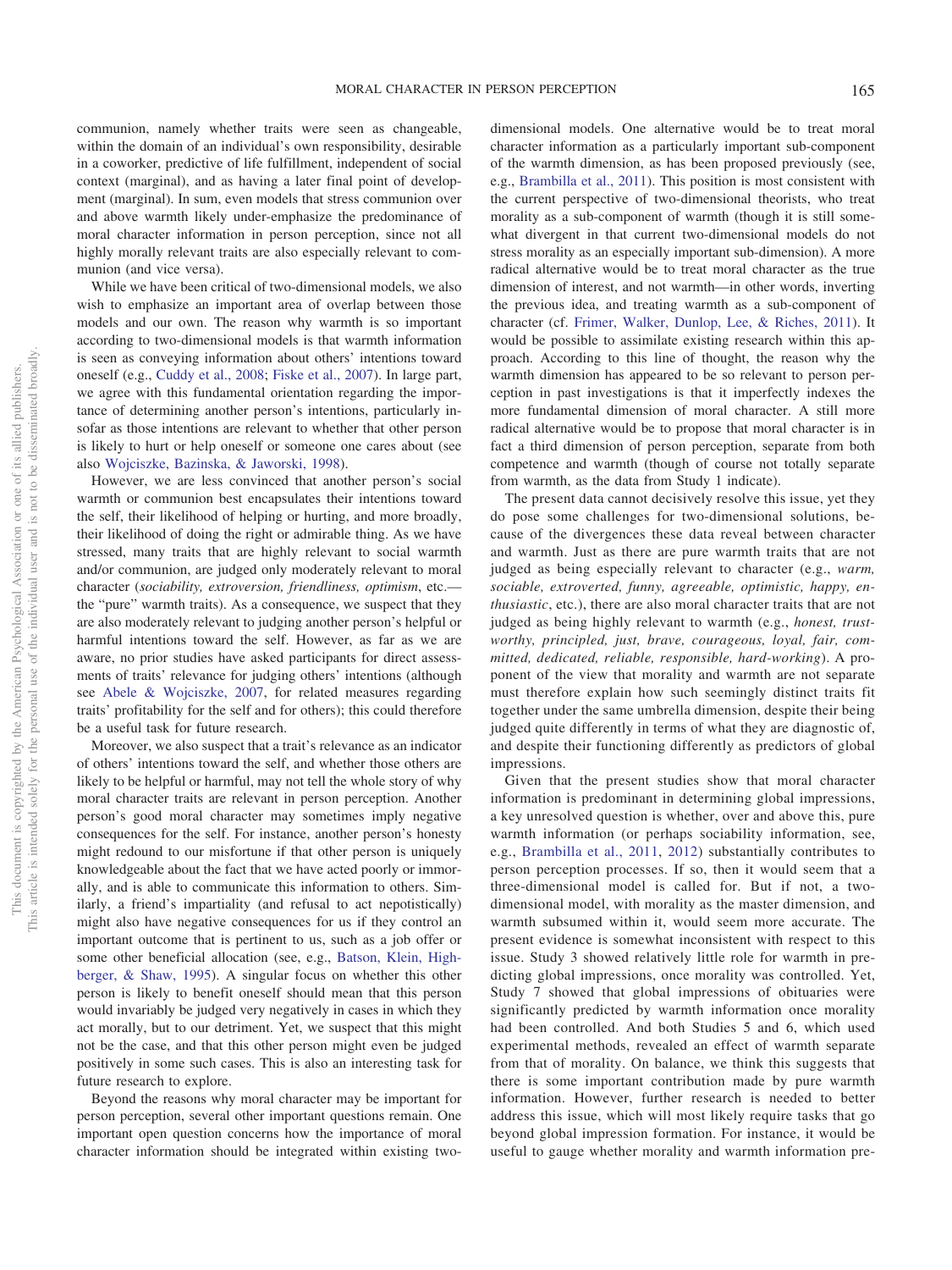communion, namely whether traits were seen as changeable, within the domain of an individual's own responsibility, desirable in a coworker, predictive of life fulfillment, independent of social context (marginal), and as having a later final point of development (marginal). In sum, even models that stress communion over and above warmth likely under-emphasize the predominance of moral character information in person perception, since not all highly morally relevant traits are also especially relevant to communion (and vice versa).

While we have been critical of two-dimensional models, we also wish to emphasize an important area of overlap between those models and our own. The reason why warmth is so important according to two-dimensional models is that warmth information is seen as conveying information about others' intentions toward oneself (e.g., Cuddy et al., 2008; Fiske et al., 2007). In large part, we agree with this fundamental orientation regarding the importance of determining another person's intentions, particularly insofar as those intentions are relevant to whether that other person is likely to hurt or help oneself or someone one cares about (see also Wojciszke, Bazinska, & Jaworski, 1998).

However, we are less convinced that another person's social warmth or communion best encapsulates their intentions toward the self, their likelihood of helping or hurting, and more broadly, their likelihood of doing the right or admirable thing. As we have stressed, many traits that are highly relevant to social warmth and/or communion, are judged only moderately relevant to moral character (*sociability, extroversion, friendliness, optimism*, etc.—the "pure" warmth traits). As a consequence, we suspect that they are also moderately relevant to judging another person's helpful or harmful intentions toward the self. However, as far as we are aware, no prior studies have asked participants for direct assessments of traits' relevance for judging others' intentions (although see Abele & Wojciszke, 2007, for related measures regarding traits' profitability for the self and for others); this could therefore be a useful task for future research.

Moreover, we also suspect that a trait's relevance as an indicator of others' intentions toward the self, and whether those others are likely to be helpful or harmful, may not tell the whole story of why moral character traits are relevant in person perception. Another person's good moral character may sometimes imply negative consequences for the self. For instance, another person's honesty might redound to our misfortune if that other person is uniquely knowledgeable about the fact that we have acted poorly or immorally, and is able to communicate this information to others. Similarly, a friend's impartiality (and refusal to act nepotistically) might also have negative consequences for us if they control an important outcome that is pertinent to us, such as a job offer or some other beneficial allocation (see, e.g., Batson, Klein, Highberger, & Shaw, 1995). A singular focus on whether this other person is likely to benefit oneself should mean that this person would invariably be judged very negatively in cases in which they act morally, but to our detriment. Yet, we suspect that this might not be the case, and that this other person might even be judged positively in some such cases. This is also an interesting task for future research to explore.

Beyond the reasons why moral character may be important for person perception, several other important questions remain. One important open question concerns how the importance of moral character information should be integrated within existing two-dimensional models. One alternative would be to treat moral character information as a particularly important sub-component of the warmth dimension, as has been proposed previously (see, e.g., Brambilla et al., 2011). This position is most consistent with the current perspective of two-dimensional theorists, who treat morality as a sub-component of warmth (though it is still somewhat divergent in that current two-dimensional models do not stress morality as an especially important sub-dimension). A more radical alternative would be to treat moral character as the true dimension of interest, and not warmth—in other words, inverting the previous idea, and treating warmth as a sub-component of character (cf. Frimer, Walker, Dunlop, Lee, & Riches, 2011). It would be possible to assimilate existing research within this approach. According to this line of thought, the reason why the warmth dimension has appeared to be so relevant to person perception in past investigations is that it imperfectly indexes the more fundamental dimension of moral character. A still more radical alternative would be to propose that moral character is in fact a third dimension of person perception, separate from both competence and warmth (though of course not totally separate from warmth, as the data from Study 1 indicate).

The present data cannot decisively resolve this issue, yet they do pose some challenges for two-dimensional solutions, because of the divergences these data reveal between character and warmth. Just as there are pure warmth traits that are not judged as being especially relevant to character (e.g., *warm, sociable, extroverted, funny, agreeable, optimistic, happy, enthusiastic*, etc.), there are also moral character traits that are not judged as being highly relevant to warmth (e.g., *honest, trustworthy, principled, just, brave, courageous, loyal, fair, committed, dedicated, reliable, responsible, hard-working*). A proponent of the view that morality and warmth are not separate must therefore explain how such seemingly distinct traits fit together under the same umbrella dimension, despite their being judged quite differently in terms of what they are diagnostic of, and despite their functioning differently as predictors of global impressions.

Given that the present studies show that moral character information is predominant in determining global impressions, a key unresolved question is whether, over and above this, pure warmth information (or perhaps sociability information, see, e.g., Brambilla et al., 2011, 2012) substantially contributes to person perception processes. If so, then it would seem that a three-dimensional model is called for. But if not, a two-dimensional model, with morality as the master dimension, and warmth subsumed within it, would seem more accurate. The present evidence is somewhat inconsistent with respect to this issue. Study 3 showed relatively little role for warmth in predicting global impressions, once morality was controlled. Yet, Study 7 showed that global impressions of obituaries were significantly predicted by warmth information once morality had been controlled. And both Studies 5 and 6, which used experimental methods, revealed an effect of warmth separate from that of morality. On balance, we think this suggests that there is some important contribution made by pure warmth information. However, further research is needed to better address this issue, which will most likely require tasks that go beyond global impression formation. For instance, it would be useful to gauge whether morality and warmth information pre-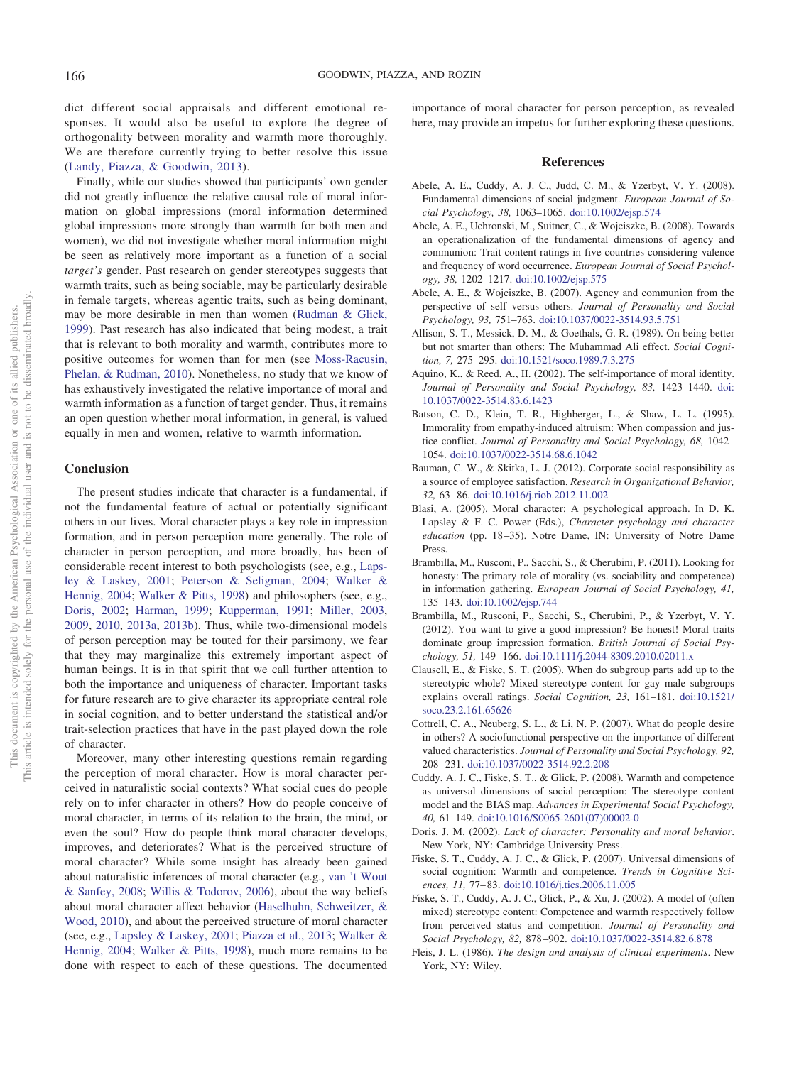dict different social appraisals and different emotional responses. It would also be useful to explore the degree of orthogonality between morality and warmth more thoroughly. We are therefore currently trying to better resolve this issue (Landy, Piazza, & Goodwin, 2013).

Finally, while our studies showed that participants' own gender did not greatly influence the relative causal role of moral information on global impressions (moral information determined global impressions more strongly than warmth for both men and women), we did not investigate whether moral information might be seen as relatively more important as a function of a social *target's* gender. Past research on gender stereotypes suggests that warmth traits, such as being sociable, may be particularly desirable in female targets, whereas agentic traits, such as being dominant, may be more desirable in men than women (Rudman & Glick, 1999). Past research has also indicated that being modest, a trait that is relevant to both morality and warmth, contributes more to positive outcomes for women than for men (see Moss-Racusin, Phelan, & Rudman, 2010). Nonetheless, no study that we know of has exhaustively investigated the relative importance of moral and warmth information as a function of target gender. Thus, it remains an open question whether moral information, in general, is valued equally in men and women, relative to warmth information.

## Conclusion

The present studies indicate that character is a fundamental, if not the fundamental feature of actual or potentially significant others in our lives. Moral character plays a key role in impression formation, and in person perception more generally. The role of character in person perception, and more broadly, has been of considerable recent interest to both psychologists (see, e.g., Lapsley & Laskey, 2001; Peterson & Seligman, 2004; Walker & Hennig, 2004; Walker & Pitts, 1998) and philosophers (see, e.g., Doris, 2002; Harman, 1999; Kupperman, 1991; Miller, 2003, 2009, 2010, 2013a, 2013b). Thus, while two-dimensional models of person perception may be touted for their parsimony, we fear that they may marginalize this extremely important aspect of human beings. It is in that spirit that we call further attention to both the importance and uniqueness of character. Important tasks for future research are to give character its appropriate central role in social cognition, and to better understand the statistical and/or trait-selection practices that have in the past played down the role of character.

Moreover, many other interesting questions remain regarding the perception of moral character. How is moral character perceived in naturalistic social contexts? What social cues do people rely on to infer character in others? How do people conceive of moral character, in terms of its relation to the brain, the mind, or even the soul? How do people think moral character develops, improves, and deteriorates? What is the perceived structure of moral character? While some insight has already been gained about naturalistic inferences of moral character (e.g., van 't Wout & Sanfey, 2008; Willis & Todorov, 2006), about the way beliefs about moral character affect behavior (Haselhuhn, Schweitzer, & Wood, 2010), and about the perceived structure of moral character (see, e.g., Lapsley & Laskey, 2001; Piazza et al., 2013; Walker & Hennig, 2004; Walker & Pitts, 1998), much more remains to be done with respect to each of these questions. The documented importance of moral character for person perception, as revealed here, may provide an impetus for further exploring these questions.

## References

Abele, A. E., Cuddy, A. J. C., Judd, C. M., & Yzerbyt, V. Y. (2008). Fundamental dimensions of social judgment. *European Journal of Social Psychology, 38,* 1063–1065. doi:10.1002/ejsp.574

Abele, A. E., Uchronski, M., Suitner, C., & Wojciszke, B. (2008). Towards an operationalization of the fundamental dimensions of agency and communion: Trait content ratings in five countries considering valence and frequency of word occurrence. *European Journal of Social Psychology, 38,* 1202–1217. doi:10.1002/ejsp.575

Abele, A. E., & Wojciszke, B. (2007). Agency and communion from the perspective of self versus others. *Journal of Personality and Social Psychology, 93,* 751–763. doi:10.1037/0022-3514.93.5.751

Allison, S. T., Messick, D. M., & Goethals, G. R. (1989). On being better but not smarter than others: The Muhammad Ali effect. *Social Cognition, 7,* 275–295. doi:10.1521/soco.1989.7.3.275

Aquino, K., & Reed, A., II. (2002). The self-importance of moral identity. *Journal of Personality and Social Psychology, 83,* 1423–1440. doi:10.1037/0022-3514.83.6.1423

Batson, C. D., Klein, T. R., Highberger, L., & Shaw, L. L. (1995). Immorality from empathy-induced altruism: When compassion and justice conflict. *Journal of Personality and Social Psychology, 68,* 1042–1054. doi:10.1037/0022-3514.68.6.1042

Bauman, C. W., & Skitka, L. J. (2012). Corporate social responsibility as a source of employee satisfaction. *Research in Organizational Behavior, 32,* 63–86. doi:10.1016/j.riob.2012.11.002

Blasi, A. (2005). Moral character: A psychological approach. In D. K. Lapsley & F. C. Power (Eds.), *Character psychology and character education* (pp. 18–35). Notre Dame, IN: University of Notre Dame Press.

Brambilla, M., Rusconi, P., Sacchi, S., & Cherubini, P. (2011). Looking for honesty: The primary role of morality (vs. sociability and competence) in information gathering. *European Journal of Social Psychology, 41,* 135–143. doi:10.1002/ejsp.744

Brambilla, M., Rusconi, P., Sacchi, S., Cherubini, P., & Yzerbyt, V. Y. (2012). You want to give a good impression? Be honest! Moral traits dominate group impression formation. *British Journal of Social Psychology, 51,* 149–166. doi:10.1111/j.2044-8309.2010.02011.x

Clausell, E., & Fiske, S. T. (2005). When do subgroup parts add up to the stereotypic whole? Mixed stereotype content for gay male subgroups explains overall ratings. *Social Cognition, 23,* 161–181. doi:10.1521/soco.23.2.161.65626

Cottrell, C. A., Neuberg, S. L., & Li, N. P. (2007). What do people desire in others? A sociofunctional perspective on the importance of different valued characteristics. *Journal of Personality and Social Psychology, 92,* 208–231. doi:10.1037/0022-3514.92.2.208

Cuddy, A. J. C., Fiske, S. T., & Glick, P. (2008). Warmth and competence as universal dimensions of social perception: The stereotype content model and the BIAS map. *Advances in Experimental Social Psychology, 40,* 61–149. doi:10.1016/S0065-2601(07)00002-0

Doris, J. M. (2002). *Lack of character: Personality and moral behavior*. New York, NY: Cambridge University Press.

Fiske, S. T., Cuddy, A. J. C., & Glick, P. (2007). Universal dimensions of social cognition: Warmth and competence. *Trends in Cognitive Sciences, 11,* 77–83. doi:10.1016/j.tics.2006.11.005

Fiske, S. T., Cuddy, A. J. C., Glick, P., & Xu, J. (2002). A model of (often mixed) stereotype content: Competence and warmth respectively follow from perceived status and competition. *Journal of Personality and Social Psychology, 82,* 878–902. doi:10.1037/0022-3514.82.6.878

Fleis, J. L. (1986). *The design and analysis of clinical experiments*. New York, NY: Wiley.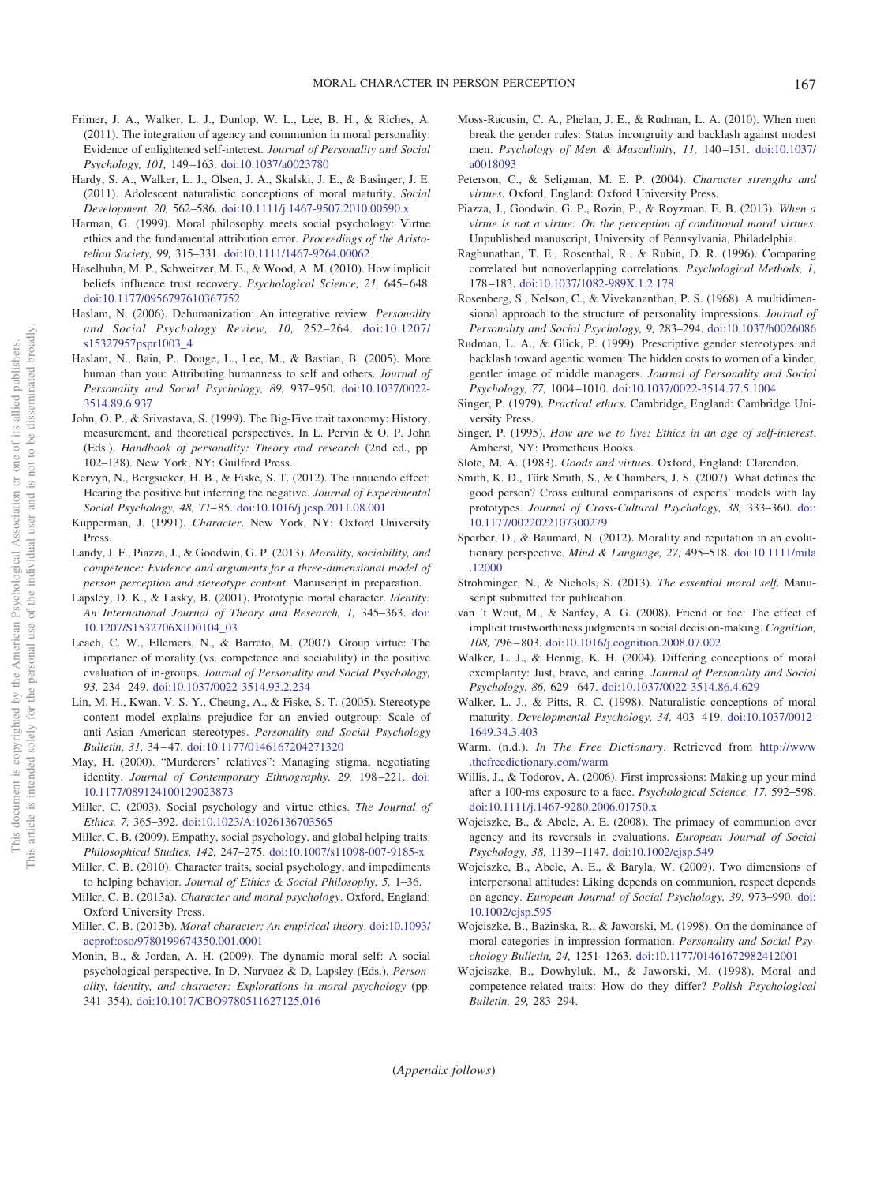Frimer, J. A., Walker, L. J., Dunlop, W. L., Lee, B. H., & Riches, A. (2011). The integration of agency and communion in moral personality: Evidence of enlightened self-interest. *Journal of Personality and Social Psychology, 101,* 149–163. doi:10.1037/a0023780

Hardy, S. A., Walker, L. J., Olsen, J. A., Skalski, J. E., & Basinger, J. E. (2011). Adolescent naturalistic conceptions of moral maturity. *Social Development, 20,* 562–586. doi:10.1111/j.1467-9507.2010.00590.x

Harman, G. (1999). Moral philosophy meets social psychology: Virtue ethics and the fundamental attribution error. *Proceedings of the Aristotelian Society, 99,* 315–331. doi:10.1111/1467-9264.00062

Haselhuhn, M. P., Schweitzer, M. E., & Wood, A. M. (2010). How implicit beliefs influence trust recovery. *Psychological Science, 21,* 645–648. doi:10.1177/0956797610367752

Haslam, N. (2006). Dehumanization: An integrative review. *Personality and Social Psychology Review, 10,* 252–264. doi:10.1207/s15327957pspr1003_4

Haslam, N., Bain, P., Douge, L., Lee, M., & Bastian, B. (2005). More human than you: Attributing humanness to self and others. *Journal of Personality and Social Psychology, 89,* 937–950. doi:10.1037/0022-3514.89.6.937

John, O. P., & Srivastava, S. (1999). The Big-Five trait taxonomy: History, measurement, and theoretical perspectives. In L. Pervin & O. P. John (Eds.), *Handbook of personality: Theory and research* (2nd ed., pp. 102–138). New York, NY: Guilford Press.

Kervyn, N., Bergsieker, H. B., & Fiske, S. T. (2012). The innuendo effect: Hearing the positive but inferring the negative. *Journal of Experimental Social Psychology, 48,* 77–85. doi:10.1016/j.jesp.2011.08.001

Kupperman, J. (1991). *Character*. New York, NY: Oxford University Press.

Landy, J. F., Piazza, J., & Goodwin, G. P. (2013). *Morality, sociability, and competence: Evidence and arguments for a three-dimensional model of person perception and stereotype content*. Manuscript in preparation.

Lapsley, D. K., & Lasky, B. (2001). Prototypic moral character. *Identity: An International Journal of Theory and Research, 1,* 345–363. doi:10.1207/S1532706XID0104_03

Leach, C. W., Ellemers, N., & Barreto, M. (2007). Group virtue: The importance of morality (vs. competence and sociability) in the positive evaluation of in-groups. *Journal of Personality and Social Psychology, 93,* 234–249. doi:10.1037/0022-3514.93.2.234

Lin, M. H., Kwan, V. S. Y., Cheung, A., & Fiske, S. T. (2005). Stereotype content model explains prejudice for an envied outgroup: Scale of anti-Asian American stereotypes. *Personality and Social Psychology Bulletin, 31,* 34–47. doi:10.1177/0146167204271320

May, H. (2000). "Murderers' relatives": Managing stigma, negotiating identity. *Journal of Contemporary Ethnography, 29,* 198–221. doi:10.1177/089124100129023873

Miller, C. (2003). Social psychology and virtue ethics. *The Journal of Ethics, 7,* 365–392. doi:10.1023/A:1026136703565

Miller, C. B. (2009). Empathy, social psychology, and global helping traits. *Philosophical Studies, 142,* 247–275. doi:10.1007/s11098-007-9185-x

Miller, C. B. (2010). Character traits, social psychology, and impediments to helping behavior. *Journal of Ethics & Social Philosophy, 5,* 1–36.

Miller, C. B. (2013a). *Character and moral psychology*. Oxford, England: Oxford University Press.

Miller, C. B. (2013b). *Moral character: An empirical theory*. doi:10.1093/acprof:oso/9780199674350.001.0001

Monin, B., & Jordan, A. H. (2009). The dynamic moral self: A social psychological perspective. In D. Narvaez & D. Lapsley (Eds.), *Personality, identity, and character: Explorations in moral psychology* (pp. 341–354). doi:10.1017/CBO9780511627125.016

Moss-Racusin, C. A., Phelan, J. E., & Rudman, L. A. (2010). When men break the gender rules: Status incongruity and backlash against modest men. *Psychology of Men & Masculinity, 11,* 140–151. doi:10.1037/a0018093

Peterson, C., & Seligman, M. E. P. (2004). *Character strengths and virtues*. Oxford, England: Oxford University Press.

Piazza, J., Goodwin, G. P., Rozin, P., & Royzman, E. B. (2013). *When a virtue is not a virtue: On the perception of conditional moral virtues*. Unpublished manuscript, University of Pennsylvania, Philadelphia.

Raghunathan, T. E., Rosenthal, R., & Rubin, D. R. (1996). Comparing correlated but nonoverlapping correlations. *Psychological Methods, 1,* 178–183. doi:10.1037/1082-989X.1.2.178

Rosenberg, S., Nelson, C., & Vivekananthan, P. S. (1968). A multidimensional approach to the structure of personality impressions. *Journal of Personality and Social Psychology, 9,* 283–294. doi:10.1037/h0026086

Rudman, L. A., & Glick, P. (1999). Prescriptive gender stereotypes and backlash toward agentic women: The hidden costs to women of a kinder, gentler image of middle managers. *Journal of Personality and Social Psychology, 77,* 1004–1010. doi:10.1037/0022-3514.77.5.1004

Singer, P. (1979). *Practical ethics*. Cambridge, England: Cambridge University Press.

Singer, P. (1995). *How are we to live: Ethics in an age of self-interest*. Amherst, NY: Prometheus Books.

Slote, M. A. (1983). *Goods and virtues*. Oxford, England: Clarendon.

Smith, K. D., Türk Smith, S., & Chambers, J. S. (2007). What defines the good person? Cross cultural comparisons of experts' models with lay prototypes. *Journal of Cross-Cultural Psychology, 38,* 333–360. doi:10.1177/0022022107300279

Sperber, D., & Baumard, N. (2012). Morality and reputation in an evolutionary perspective. *Mind & Language, 27,* 495–518. doi:10.1111/mila.12000

Strohminger, N., & Nichols, S. (2013). *The essential moral self*. Manuscript submitted for publication.

van 't Wout, M., & Sanfey, A. G. (2008). Friend or foe: The effect of implicit trustworthiness judgments in social decision-making. *Cognition, 108,* 796–803. doi:10.1016/j.cognition.2008.07.002

Walker, L. J., & Hennig, K. H. (2004). Differing conceptions of moral exemplarity: Just, brave, and caring. *Journal of Personality and Social Psychology, 86,* 629–647. doi:10.1037/0022-3514.86.4.629

Walker, L. J., & Pitts, R. C. (1998). Naturalistic conceptions of moral maturity. *Developmental Psychology, 34,* 403–419. doi:10.1037/0012-1649.34.3.403

Warm. (n.d.). *In The Free Dictionary*. Retrieved from http://www.thefreedictionary.com/warm

Willis, J., & Todorov, A. (2006). First impressions: Making up your mind after a 100-ms exposure to a face. *Psychological Science, 17,* 592–598. doi:10.1111/j.1467-9280.2006.01750.x

Wojciszke, B., & Abele, A. E. (2008). The primacy of communion over agency and its reversals in evaluations. *European Journal of Social Psychology, 38,* 1139–1147. doi:10.1002/ejsp.549

Wojciszke, B., Abele, A. E., & Baryla, W. (2009). Two dimensions of interpersonal attitudes: Liking depends on communion, respect depends on agency. *European Journal of Social Psychology, 39,* 973–990. doi:10.1002/ejsp.595

Wojciszke, B., Bazinska, R., & Jaworski, M. (1998). On the dominance of moral categories in impression formation. *Personality and Social Psychology Bulletin, 24,* 1251–1263. doi:10.1177/01461672982412001

Wojciszke, B., Dowhyluk, M., & Jaworski, M. (1998). Moral and competence-related traits: How do they differ? *Polish Psychological Bulletin, 29,* 283–294.

(*Appendix follows*)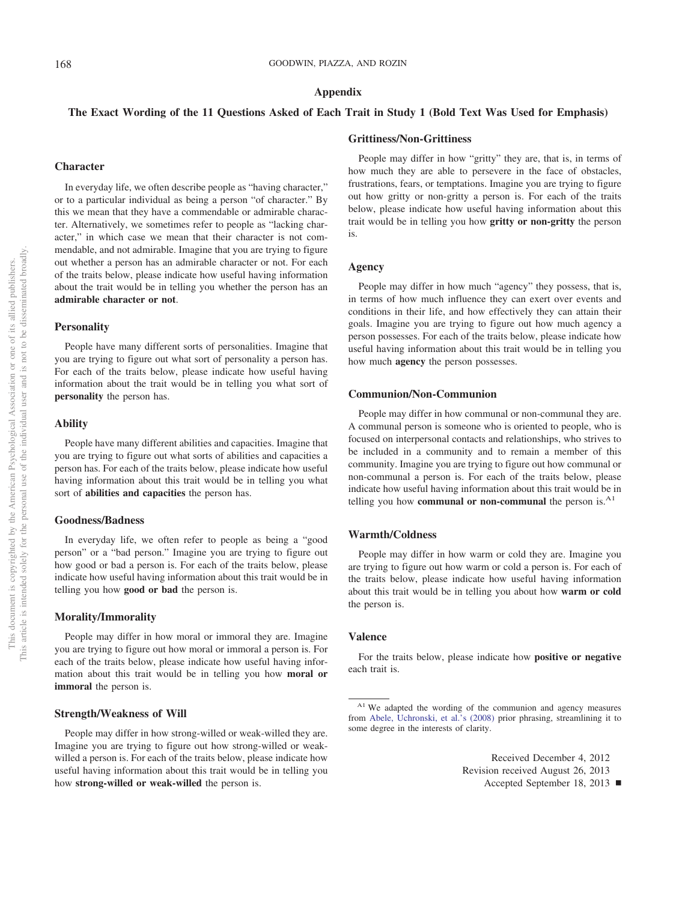## Appendix

### The Exact Wording of the 11 Questions Asked of Each Trait in Study 1 (Bold Text Was Used for Emphasis)

#### Character

In everyday life, we often describe people as "having character," or to a particular individual as being a person "of character." By this we mean that they have a commendable or admirable character. Alternatively, we sometimes refer to people as "lacking character," in which case we mean that their character is not commendable, and not admirable. Imagine that you are trying to figure out whether a person has an admirable character or not. For each of the traits below, please indicate how useful having information about the trait would be in telling you whether the person has an **admirable character or not**.

#### Personality

People have many different sorts of personalities. Imagine that you are trying to figure out what sort of personality a person has. For each of the traits below, please indicate how useful having information about the trait would be in telling you what sort of **personality** the person has.

#### Ability

People have many different abilities and capacities. Imagine that you are trying to figure out what sorts of abilities and capacities a person has. For each of the traits below, please indicate how useful having information about this trait would be in telling you what sort of **abilities and capacities** the person has.

#### Goodness/Badness

In everyday life, we often refer to people as being a "good person" or a "bad person." Imagine you are trying to figure out how good or bad a person is. For each of the traits below, please indicate how useful having information about this trait would be in telling you how **good or bad** the person is.

#### Morality/Immorality

People may differ in how moral or immoral they are. Imagine you are trying to figure out how moral or immoral a person is. For each of the traits below, please indicate how useful having information about this trait would be in telling you how **moral or immoral** the person is.

#### Strength/Weakness of Will

People may differ in how strong-willed or weak-willed they are. Imagine you are trying to figure out how strong-willed or weak-willed a person is. For each of the traits below, please indicate how useful having information about this trait would be in telling you how **strong-willed or weak-willed** the person is.

#### Grittiness/Non-Grittiness

People may differ in how "gritty" they are, that is, in terms of how much they are able to persevere in the face of obstacles, frustrations, fears, or temptations. Imagine you are trying to figure out how gritty or non-gritty a person is. For each of the traits below, please indicate how useful having information about this trait would be in telling you how **gritty or non-gritty** the person is.

#### Agency

People may differ in how much "agency" they possess, that is, in terms of how much influence they can exert over events and conditions in their life, and how effectively they can attain their goals. Imagine you are trying to figure out how much agency a person possesses. For each of the traits below, please indicate how useful having information about this trait would be in telling you how much **agency** the person possesses.

#### Communion/Non-Communion

People may differ in how communal or non-communal they are. A communal person is someone who is oriented to people, who is focused on interpersonal contacts and relationships, who strives to be included in a community and to remain a member of this community. Imagine you are trying to figure out how communal or non-communal a person is. For each of the traits below, please indicate how useful having information about this trait would be in telling you how **communal or non-communal** the person is.[A1]

#### Warmth/Coldness

People may differ in how warm or cold they are. Imagine you are trying to figure out how warm or cold a person is. For each of the traits below, please indicate how useful having information about this trait would be in telling you about how **warm or cold** the person is.

#### Valence

For the traits below, please indicate how **positive or negative** each trait is.

[A1] We adapted the wording of the communion and agency measures from Abele, Uchronski, et al.'s (2008) prior phrasing, streamlining it to some degree in the interests of clarity.

Received December 4, 2012
Revision received August 26, 2013
Accepted September 18, 2013 ■